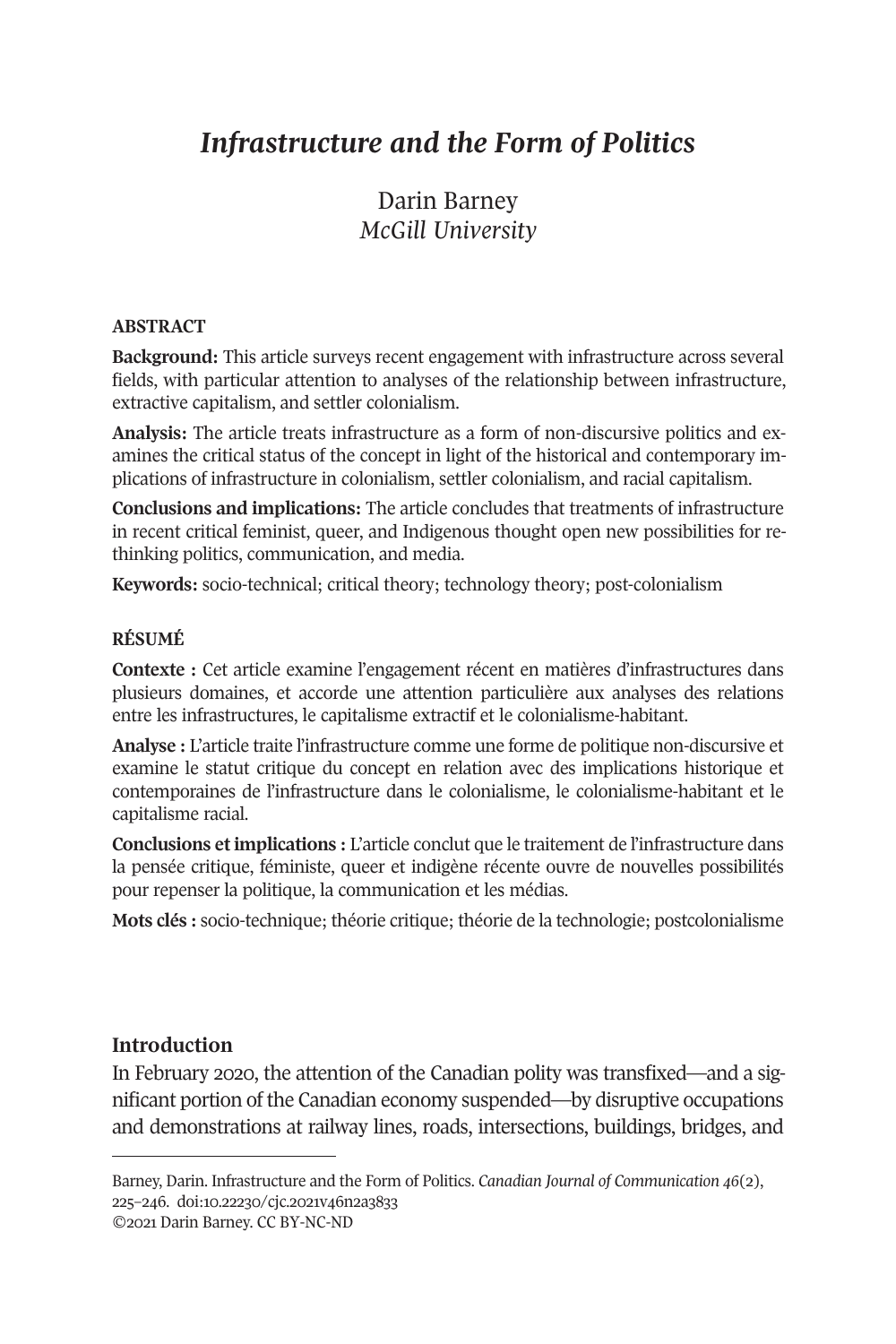# *Infrastructure and the Form of Politics*

Darin Barney
*McGill University*

**ABSTRACT**

**Background:** This article surveys recent engagement with infrastructure across several fields, with particular attention to analyses of the relationship between infrastructure, extractive capitalism, and settler colonialism.

**Analysis:** The article treats infrastructure as a form of non-discursive politics and examines the critical status of the concept in light of the historical and contemporary implications of infrastructure in colonialism, settler colonialism, and racial capitalism.

**Conclusions and implications:** The article concludes that treatments of infrastructure in recent critical feminist, queer, and Indigenous thought open new possibilities for rethinking politics, communication, and media.

**Keywords:** socio-technical; critical theory; technology theory; post-colonialism

**RÉSUMÉ**

**Contexte :** Cet article examine l'engagement récent en matières d'infrastructures dans plusieurs domaines, et accorde une attention particulière aux analyses des relations entre les infrastructures, le capitalisme extractif et le colonialisme-habitant.

**Analyse :** L'article traite l'infrastructure comme une forme de politique non-discursive et examine le statut critique du concept en relation avec des implications historique et contemporaines de l'infrastructure dans le colonialisme, le colonialisme-habitant et le capitalisme racial.

**Conclusions et implications :** L'article conclut que le traitement de l'infrastructure dans la pensée critique, féministe, queer et indigène récente ouvre de nouvelles possibilités pour repenser la politique, la communication et les médias.

**Mots clés :** socio-technique; théorie critique; théorie de la technologie; postcolonialisme

## Introduction

In February 2020, the attention of the Canadian polity was transfixed—and a significant portion of the Canadian economy suspended—by disruptive occupations and demonstrations at railway lines, roads, intersections, buildings, bridges, and

---

Barney, Darin. Infrastructure and the Form of Politics. *Canadian Journal of Communication 46*(2), 225–246. doi:10.22230/cjc.2021v46n2a3833
©2021 Darin Barney. CC BY-NC-ND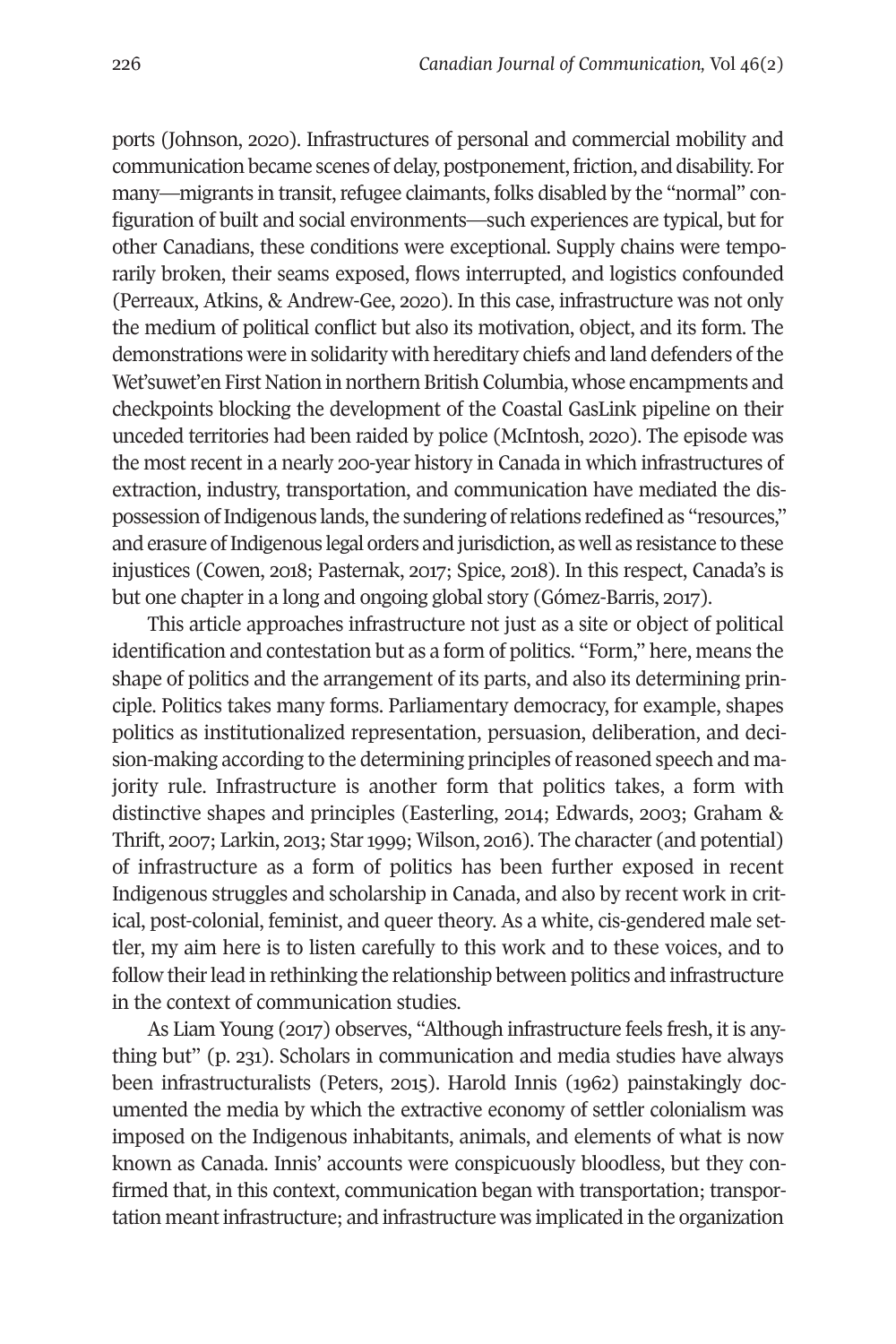ports (Johnson, 2020). Infrastructures of personal and commercial mobility and communication became scenes of delay, postponement, friction, and disability. For many—migrants in transit, refugee claimants, folks disabled by the "normal" configuration of built and social environments—such experiences are typical, but for other Canadians, these conditions were exceptional. Supply chains were temporarily broken, their seams exposed, flows interrupted, and logistics confounded (Perreaux, Atkins, & Andrew-Gee, 2020). In this case, infrastructure was not only the medium of political conflict but also its motivation, object, and its form. The demonstrations were in solidarity with hereditary chiefs and land defenders of the Wet'suwet'en First Nation in northern British Columbia, whose encampments and checkpoints blocking the development of the Coastal GasLink pipeline on their unceded territories had been raided by police (McIntosh, 2020). The episode was the most recent in a nearly 200-year history in Canada in which infrastructures of extraction, industry, transportation, and communication have mediated the dispossession of Indigenous lands, the sundering of relations redefined as "resources," and erasure of Indigenous legal orders and jurisdiction, as well as resistance to these injustices (Cowen, 2018; Pasternak, 2017; Spice, 2018). In this respect, Canada's is but one chapter in a long and ongoing global story (Gómez-Barris, 2017).

This article approaches infrastructure not just as a site or object of political identification and contestation but as a form of politics. "Form," here, means the shape of politics and the arrangement of its parts, and also its determining principle. Politics takes many forms. Parliamentary democracy, for example, shapes politics as institutionalized representation, persuasion, deliberation, and decision-making according to the determining principles of reasoned speech and majority rule. Infrastructure is another form that politics takes, a form with distinctive shapes and principles (Easterling, 2014; Edwards, 2003; Graham & Thrift, 2007; Larkin, 2013; Star 1999; Wilson, 2016). The character (and potential) of infrastructure as a form of politics has been further exposed in recent Indigenous struggles and scholarship in Canada, and also by recent work in critical, post-colonial, feminist, and queer theory. As a white, cis-gendered male settler, my aim here is to listen carefully to this work and to these voices, and to follow their lead in rethinking the relationship between politics and infrastructure in the context of communication studies.

As Liam Young (2017) observes, "Although infrastructure feels fresh, it is anything but" (p. 231). Scholars in communication and media studies have always been infrastructuralists (Peters, 2015). Harold Innis (1962) painstakingly documented the media by which the extractive economy of settler colonialism was imposed on the Indigenous inhabitants, animals, and elements of what is now known as Canada. Innis' accounts were conspicuously bloodless, but they confirmed that, in this context, communication began with transportation; transportation meant infrastructure; and infrastructure was implicated in the organization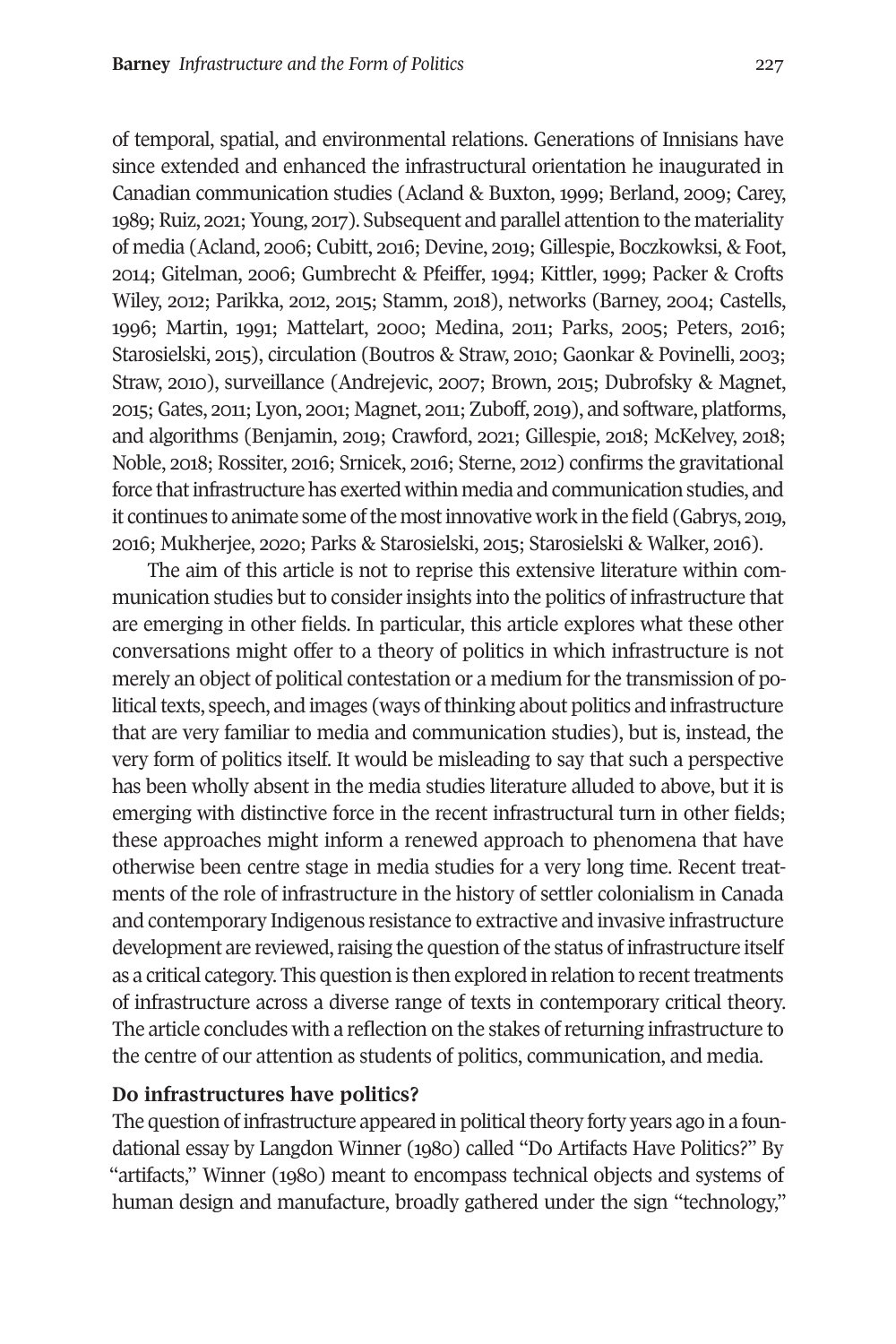of temporal, spatial, and environmental relations. Generations of Innisians have since extended and enhanced the infrastructural orientation he inaugurated in Canadian communication studies (Acland & Buxton, 1999; Berland, 2009; Carey, 1989; Ruiz, 2021; Young, 2017). Subsequent and parallel attention to the materiality of media (Acland, 2006; Cubitt, 2016; Devine, 2019; Gillespie, Boczkowksi, & Foot, 2014; Gitelman, 2006; Gumbrecht & Pfeiffer, 1994; Kittler, 1999; Packer & Crofts Wiley, 2012; Parikka, 2012, 2015; Stamm, 2018), networks (Barney, 2004; Castells, 1996; Martin, 1991; Mattelart, 2000; Medina, 2011; Parks, 2005; Peters, 2016; Starosielski, 2015), circulation (Boutros & Straw, 2010; Gaonkar & Povinelli, 2003; Straw, 2010), surveillance (Andrejevic, 2007; Brown, 2015; Dubrofsky & Magnet, 2015; Gates, 2011; Lyon, 2001; Magnet, 2011; Zuboff, 2019), and software, platforms, and algorithms (Benjamin, 2019; Crawford, 2021; Gillespie, 2018; McKelvey, 2018; Noble, 2018; Rossiter, 2016; Srnicek, 2016; Sterne, 2012) confirms the gravitational force that infrastructure has exerted within media and communication studies, and it continues to animate some of the most innovative work in the field (Gabrys, 2019, 2016; Mukherjee, 2020; Parks & Starosielski, 2015; Starosielski & Walker, 2016).

The aim of this article is not to reprise this extensive literature within communication studies but to consider insights into the politics of infrastructure that are emerging in other fields. In particular, this article explores what these other conversations might offer to a theory of politics in which infrastructure is not merely an object of political contestation or a medium for the transmission of political texts, speech, and images (ways of thinking about politics and infrastructure that are very familiar to media and communication studies), but is, instead, the very form of politics itself. It would be misleading to say that such a perspective has been wholly absent in the media studies literature alluded to above, but it is emerging with distinctive force in the recent infrastructural turn in other fields; these approaches might inform a renewed approach to phenomena that have otherwise been centre stage in media studies for a very long time. Recent treatments of the role of infrastructure in the history of settler colonialism in Canada and contemporary Indigenous resistance to extractive and invasive infrastructure development are reviewed, raising the question of the status of infrastructure itself as a critical category. This question is then explored in relation to recent treatments of infrastructure across a diverse range of texts in contemporary critical theory. The article concludes with a reflection on the stakes of returning infrastructure to the centre of our attention as students of politics, communication, and media.

## Do infrastructures have politics?

The question of infrastructure appeared in political theory forty years ago in a foundational essay by Langdon Winner (1980) called "Do Artifacts Have Politics?" By "artifacts," Winner (1980) meant to encompass technical objects and systems of human design and manufacture, broadly gathered under the sign "technology,"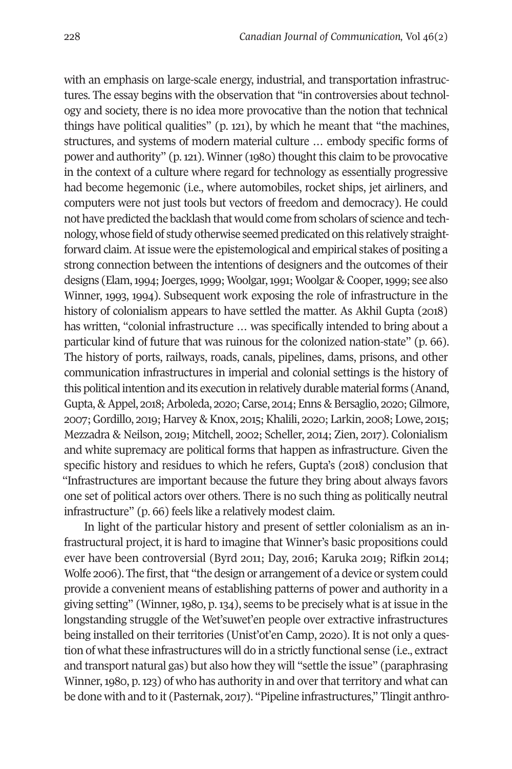with an emphasis on large-scale energy, industrial, and transportation infrastructures. The essay begins with the observation that "in controversies about technology and society, there is no idea more provocative than the notion that technical things have political qualities" (p. 121), by which he meant that "the machines, structures, and systems of modern material culture … embody specific forms of power and authority" (p. 121). Winner (1980) thought this claim to be provocative in the context of a culture where regard for technology as essentially progressive had become hegemonic (i.e., where automobiles, rocket ships, jet airliners, and computers were not just tools but vectors of freedom and democracy). He could not have predicted the backlash that would come from scholars of science and technology, whose field of study otherwise seemed predicated on this relatively straightforward claim. At issue were the epistemological and empirical stakes of positing a strong connection between the intentions of designers and the outcomes of their designs (Elam, 1994; Joerges, 1999; Woolgar, 1991; Woolgar & Cooper, 1999; see also Winner, 1993, 1994). Subsequent work exposing the role of infrastructure in the history of colonialism appears to have settled the matter. As Akhil Gupta (2018) has written, "colonial infrastructure … was specifically intended to bring about a particular kind of future that was ruinous for the colonized nation-state" (p. 66). The history of ports, railways, roads, canals, pipelines, dams, prisons, and other communication infrastructures in imperial and colonial settings is the history of this political intention and its execution in relatively durable material forms (Anand, Gupta, & Appel, 2018; Arboleda, 2020; Carse, 2014; Enns & Bersaglio, 2020; Gilmore, 2007; Gordillo, 2019; Harvey & Knox, 2015; Khalili, 2020; Larkin, 2008; Lowe, 2015; Mezzadra & Neilson, 2019; Mitchell, 2002; Scheller, 2014; Zien, 2017). Colonialism and white supremacy are political forms that happen as infrastructure. Given the specific history and residues to which he refers, Gupta's (2018) conclusion that "Infrastructures are important because the future they bring about always favors one set of political actors over others. There is no such thing as politically neutral infrastructure" (p. 66) feels like a relatively modest claim.

In light of the particular history and present of settler colonialism as an infrastructural project, it is hard to imagine that Winner's basic propositions could ever have been controversial (Byrd 2011; Day, 2016; Karuka 2019; Rifkin 2014; Wolfe 2006). The first, that "the design or arrangement of a device or system could provide a convenient means of establishing patterns of power and authority in a giving setting" (Winner, 1980, p. 134), seems to be precisely what is at issue in the longstanding struggle of the Wet'suwet'en people over extractive infrastructures being installed on their territories (Unist'ot'en Camp, 2020). It is not only a question of what these infrastructures will do in a strictly functional sense (i.e., extract and transport natural gas) but also how they will "settle the issue" (paraphrasing Winner, 1980, p. 123) of who has authority in and over that territory and what can be done with and to it (Pasternak, 2017). "Pipeline infrastructures," Tlingit anthro-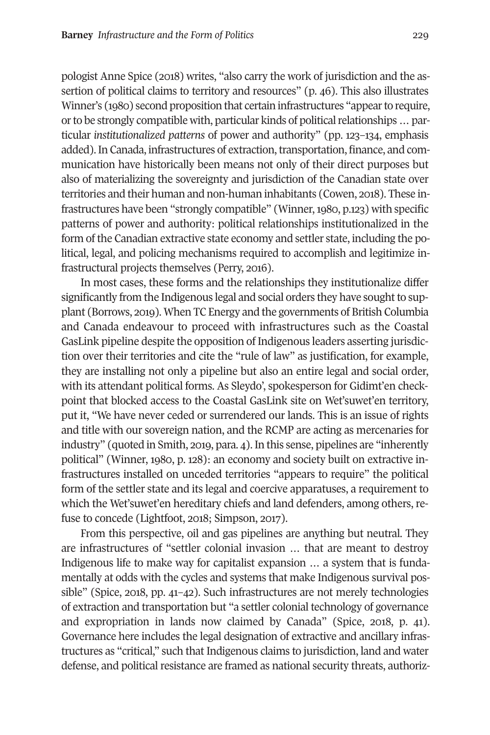pologist Anne Spice (2018) writes, "also carry the work of jurisdiction and the assertion of political claims to territory and resources" (p. 46). This also illustrates Winner's (1980) second proposition that certain infrastructures "appear to require, or to be strongly compatible with, particular kinds of political relationships … particular *institutionalized patterns* of power and authority" (pp. 123–134, emphasis added). In Canada, infrastructures of extraction, transportation, finance, and communication have historically been means not only of their direct purposes but also of materializing the sovereignty and jurisdiction of the Canadian state over territories and their human and non-human inhabitants (Cowen, 2018). These infrastructures have been "strongly compatible" (Winner, 1980, p.123) with specific patterns of power and authority: political relationships institutionalized in the form of the Canadian extractive state economy and settler state, including the political, legal, and policing mechanisms required to accomplish and legitimize infrastructural projects themselves (Perry, 2016).

In most cases, these forms and the relationships they institutionalize differ significantly from the Indigenous legal and social orders they have sought to supplant (Borrows, 2019). When TC Energy and the governments of British Columbia and Canada endeavour to proceed with infrastructures such as the Coastal GasLink pipeline despite the opposition of Indigenous leaders asserting jurisdiction over their territories and cite the "rule of law" as justification, for example, they are installing not only a pipeline but also an entire legal and social order, with its attendant political forms. As Sleydo', spokesperson for Gidimt'en checkpoint that blocked access to the Coastal GasLink site on Wet'suwet'en territory, put it, "We have never ceded or surrendered our lands. This is an issue of rights and title with our sovereign nation, and the RCMP are acting as mercenaries for industry" (quoted in Smith, 2019, para. 4). In this sense, pipelines are "inherently political" (Winner, 1980, p. 128): an economy and society built on extractive infrastructures installed on unceded territories "appears to require" the political form of the settler state and its legal and coercive apparatuses, a requirement to which the Wet'suwet'en hereditary chiefs and land defenders, among others, refuse to concede (Lightfoot, 2018; Simpson, 2017).

From this perspective, oil and gas pipelines are anything but neutral. They are infrastructures of "settler colonial invasion … that are meant to destroy Indigenous life to make way for capitalist expansion … a system that is fundamentally at odds with the cycles and systems that make Indigenous survival possible" (Spice, 2018, pp. 41–42). Such infrastructures are not merely technologies of extraction and transportation but "a settler colonial technology of governance and expropriation in lands now claimed by Canada" (Spice, 2018, p. 41). Governance here includes the legal designation of extractive and ancillary infrastructures as "critical," such that Indigenous claims to jurisdiction, land and water defense, and political resistance are framed as national security threats, authoriz-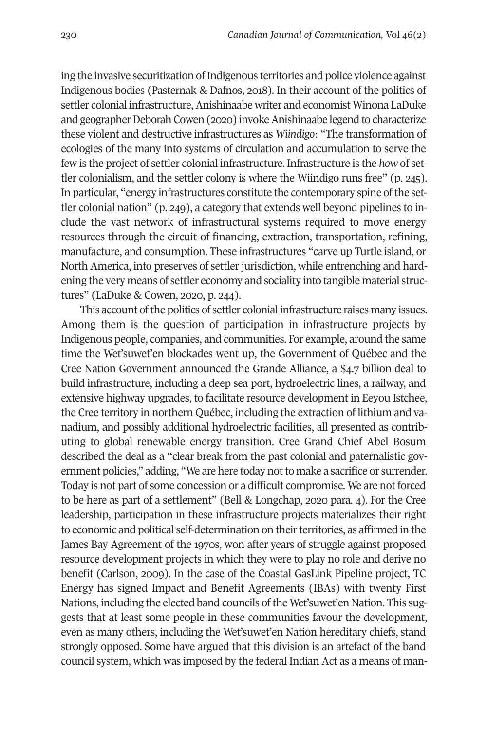ing the invasive securitization of Indigenous territories and police violence against Indigenous bodies (Pasternak & Dafnos, 2018). In their account of the politics of settler colonial infrastructure, Anishinaabe writer and economist Winona LaDuke and geographer Deborah Cowen (2020) invoke Anishinaabe legend to characterize these violent and destructive infrastructures as *Wiindigo*: "The transformation of ecologies of the many into systems of circulation and accumulation to serve the few is the project of settler colonial infrastructure. Infrastructure is the *how* of settler colonialism, and the settler colony is where the Wiindigo runs free" (p. 245). In particular, "energy infrastructures constitute the contemporary spine of the settler colonial nation" (p. 249), a category that extends well beyond pipelines to include the vast network of infrastructural systems required to move energy resources through the circuit of financing, extraction, transportation, refining, manufacture, and consumption. These infrastructures "carve up Turtle island, or North America, into preserves of settler jurisdiction, while entrenching and hardening the very means of settler economy and sociality into tangible material structures" (LaDuke & Cowen, 2020, p. 244).

This account of the politics of settler colonial infrastructure raises many issues. Among them is the question of participation in infrastructure projects by Indigenous people, companies, and communities. For example, around the same time the Wet'suwet'en blockades went up, the Government of Québec and the Cree Nation Government announced the Grande Alliance, a $4.7 billion deal to build infrastructure, including a deep sea port, hydroelectric lines, a railway, and extensive highway upgrades, to facilitate resource development in Eeyou Istchee, the Cree territory in northern Québec, including the extraction of lithium and vanadium, and possibly additional hydroelectric facilities, all presented as contributing to global renewable energy transition. Cree Grand Chief Abel Bosum described the deal as a "clear break from the past colonial and paternalistic government policies," adding, "We are here today not to make a sacrifice or surrender. Today is not part of some concession or a difficult compromise. We are not forced to be here as part of a settlement" (Bell & Longchap, 2020 para. 4). For the Cree leadership, participation in these infrastructure projects materializes their right to economic and political self-determination on their territories, as affirmed in the James Bay Agreement of the 1970s, won after years of struggle against proposed resource development projects in which they were to play no role and derive no benefit (Carlson, 2009). In the case of the Coastal GasLink Pipeline project, TC Energy has signed Impact and Benefit Agreements (IBAs) with twenty First Nations, including the elected band councils of the Wet'suwet'en Nation. This suggests that at least some people in these communities favour the development, even as many others, including the Wet'suwet'en Nation hereditary chiefs, stand strongly opposed. Some have argued that this division is an artefact of the band council system, which was imposed by the federal Indian Act as a means of man-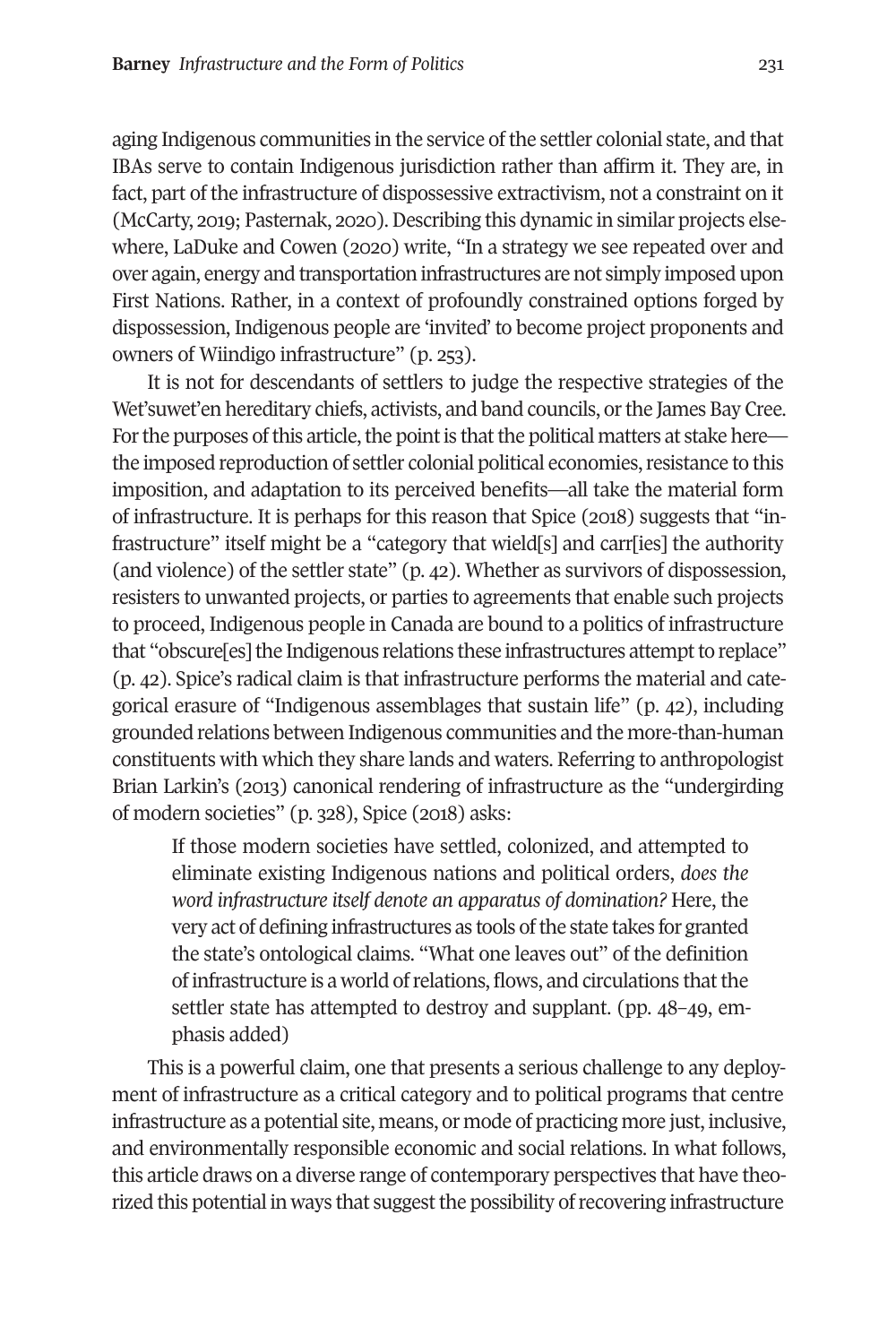aging Indigenous communities in the service of the settler colonial state, and that IBAs serve to contain Indigenous jurisdiction rather than affirm it. They are, in fact, part of the infrastructure of dispossessive extractivism, not a constraint on it (McCarty, 2019; Pasternak, 2020). Describing this dynamic in similar projects elsewhere, LaDuke and Cowen (2020) write, "In a strategy we see repeated over and over again, energy and transportation infrastructures are not simply imposed upon First Nations. Rather, in a context of profoundly constrained options forged by dispossession, Indigenous people are 'invited' to become project proponents and owners of Wiindigo infrastructure" (p. 253).

It is not for descendants of settlers to judge the respective strategies of the Wet'suwet'en hereditary chiefs, activists, and band councils, or the James Bay Cree. For the purposes of this article, the point is that the political matters at stake here—the imposed reproduction of settler colonial political economies, resistance to this imposition, and adaptation to its perceived benefits—all take the material form of infrastructure. It is perhaps for this reason that Spice (2018) suggests that "infrastructure" itself might be a "category that wield[s] and carr[ies] the authority (and violence) of the settler state" (p. 42). Whether as survivors of dispossession, resisters to unwanted projects, or parties to agreements that enable such projects to proceed, Indigenous people in Canada are bound to a politics of infrastructure that "obscure[es] the Indigenous relations these infrastructures attempt to replace" (p. 42). Spice's radical claim is that infrastructure performs the material and categorical erasure of "Indigenous assemblages that sustain life" (p. 42), including grounded relations between Indigenous communities and the more-than-human constituents with which they share lands and waters. Referring to anthropologist Brian Larkin's (2013) canonical rendering of infrastructure as the "undergirding of modern societies" (p. 328), Spice (2018) asks:

> If those modern societies have settled, colonized, and attempted to eliminate existing Indigenous nations and political orders, *does the word infrastructure itself denote an apparatus of domination?* Here, the very act of defining infrastructures as tools of the state takes for granted the state's ontological claims. "What one leaves out" of the definition of infrastructure is a world of relations, flows, and circulations that the settler state has attempted to destroy and supplant. (pp. 48–49, emphasis added)

This is a powerful claim, one that presents a serious challenge to any deployment of infrastructure as a critical category and to political programs that centre infrastructure as a potential site, means, or mode of practicing more just, inclusive, and environmentally responsible economic and social relations. In what follows, this article draws on a diverse range of contemporary perspectives that have theorized this potential in ways that suggest the possibility of recovering infrastructure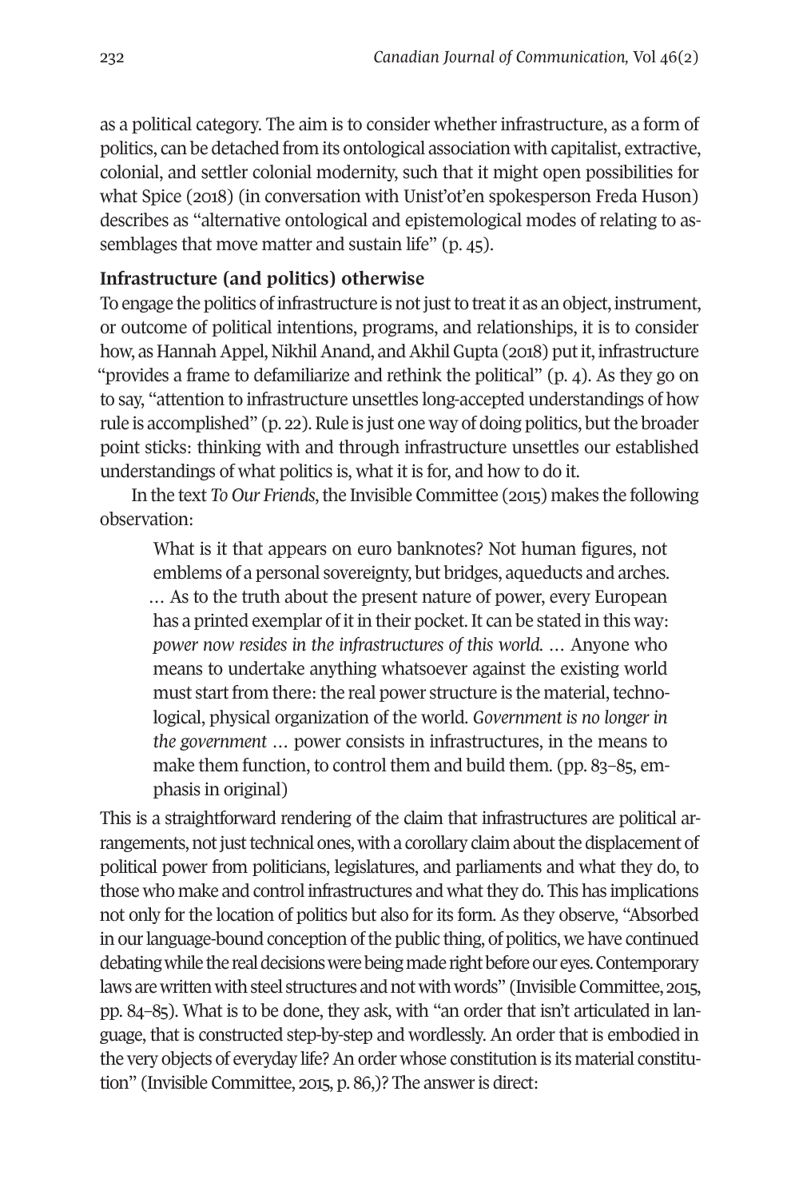as a political category. The aim is to consider whether infrastructure, as a form of politics, can be detached from its ontological association with capitalist, extractive, colonial, and settler colonial modernity, such that it might open possibilities for what Spice (2018) (in conversation with Unist'ot'en spokesperson Freda Huson) describes as "alternative ontological and epistemological modes of relating to assemblages that move matter and sustain life" (p. 45).

## Infrastructure (and politics) otherwise

To engage the politics of infrastructure is not just to treat it as an object, instrument, or outcome of political intentions, programs, and relationships, it is to consider how, as Hannah Appel, Nikhil Anand, and Akhil Gupta (2018) put it, infrastructure "provides a frame to defamiliarize and rethink the political" (p. 4). As they go on to say, "attention to infrastructure unsettles long-accepted understandings of how rule is accomplished" (p. 22). Rule is just one way of doing politics, but the broader point sticks: thinking with and through infrastructure unsettles our established understandings of what politics is, what it is for, and how to do it.

In the text *To Our Friends*, the Invisible Committee (2015) makes the following observation:

> What is it that appears on euro banknotes? Not human figures, not emblems of a personal sovereignty, but bridges, aqueducts and arches. … As to the truth about the present nature of power, every European has a printed exemplar of it in their pocket. It can be stated in this way: *power now resides in the infrastructures of this world.* … Anyone who means to undertake anything whatsoever against the existing world must start from there: the real power structure is the material, technological, physical organization of the world. *Government is no longer in the government* … power consists in infrastructures, in the means to make them function, to control them and build them. (pp. 83–85, emphasis in original)

This is a straightforward rendering of the claim that infrastructures are political arrangements, not just technical ones, with a corollary claim about the displacement of political power from politicians, legislatures, and parliaments and what they do, to those who make and control infrastructures and what they do. This has implications not only for the location of politics but also for its form. As they observe, "Absorbed in our language-bound conception of the public thing, of politics, we have continued debating while the real decisions were being made right before our eyes. Contemporary laws are written with steel structures and not with words" (Invisible Committee, 2015, pp. 84–85). What is to be done, they ask, with "an order that isn't articulated in language, that is constructed step-by-step and wordlessly. An order that is embodied in the very objects of everyday life? An order whose constitution is its material constitution" (Invisible Committee, 2015, p. 86,)? The answer is direct: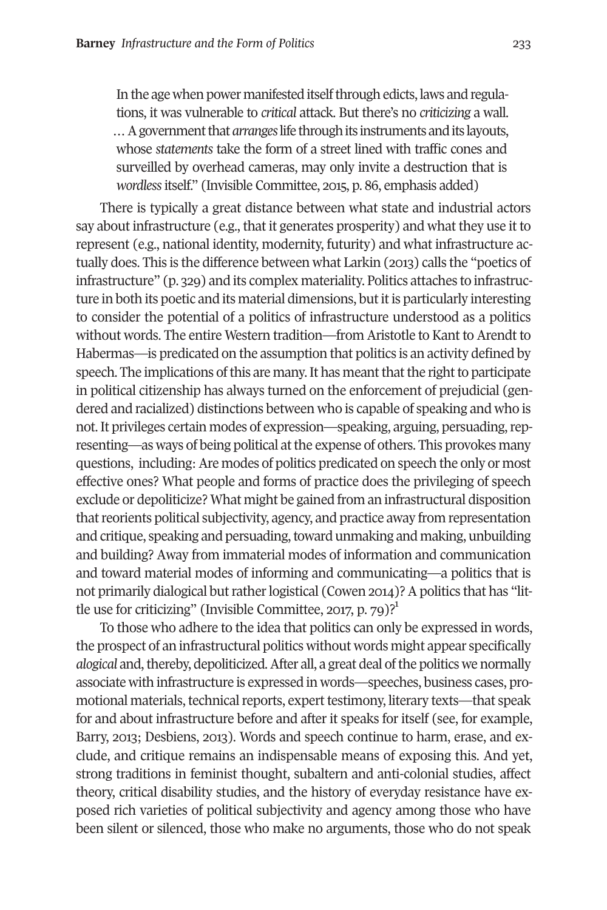> In the age when power manifested itself through edicts, laws and regulations, it was vulnerable to *critical* attack. But there's no *criticizing* a wall. … A government that *arranges* life through its instruments and its layouts, whose *statements* take the form of a street lined with traffic cones and surveilled by overhead cameras, may only invite a destruction that is *wordless* itself." (Invisible Committee, 2015, p. 86, emphasis added)

There is typically a great distance between what state and industrial actors say about infrastructure (e.g., that it generates prosperity) and what they use it to represent (e.g., national identity, modernity, futurity) and what infrastructure actually does. This is the difference between what Larkin (2013) calls the "poetics of infrastructure" (p. 329) and its complex materiality. Politics attaches to infrastructure in both its poetic and its material dimensions, but it is particularly interesting to consider the potential of a politics of infrastructure understood as a politics without words. The entire Western tradition—from Aristotle to Kant to Arendt to Habermas—is predicated on the assumption that politics is an activity defined by speech. The implications of this are many. It has meant that the right to participate in political citizenship has always turned on the enforcement of prejudicial (gendered and racialized) distinctions between who is capable of speaking and who is not. It privileges certain modes of expression—speaking, arguing, persuading, representing—as ways of being political at the expense of others. This provokes many questions, including: Are modes of politics predicated on speech the only or most effective ones? What people and forms of practice does the privileging of speech exclude or depoliticize? What might be gained from an infrastructural disposition that reorients political subjectivity, agency, and practice away from representation and critique, speaking and persuading, toward unmaking and making, unbuilding and building? Away from immaterial modes of information and communication and toward material modes of informing and communicating—a politics that is not primarily dialogical but rather logistical (Cowen 2014)? A politics that has "little use for criticizing" (Invisible Committee, 2017, p. 79)?[1]

To those who adhere to the idea that politics can only be expressed in words, the prospect of an infrastructural politics without words might appear specifically *alogical* and, thereby, depoliticized. After all, a great deal of the politics we normally associate with infrastructure is expressed in words—speeches, business cases, promotional materials, technical reports, expert testimony, literary texts—that speak for and about infrastructure before and after it speaks for itself (see, for example, Barry, 2013; Desbiens, 2013). Words and speech continue to harm, erase, and exclude, and critique remains an indispensable means of exposing this. And yet, strong traditions in feminist thought, subaltern and anti-colonial studies, affect theory, critical disability studies, and the history of everyday resistance have exposed rich varieties of political subjectivity and agency among those who have been silent or silenced, those who make no arguments, those who do not speak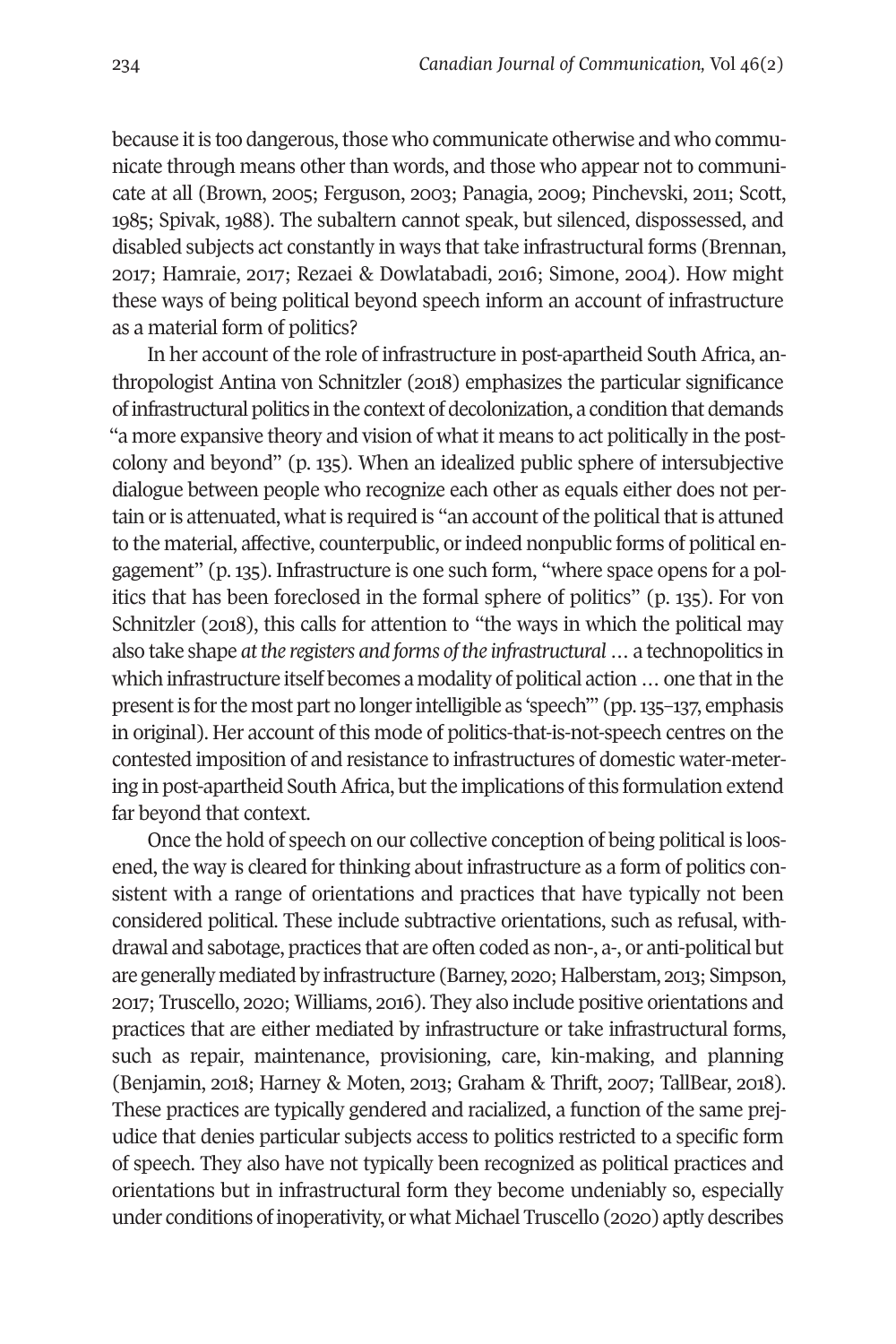because it is too dangerous, those who communicate otherwise and who communicate through means other than words, and those who appear not to communicate at all (Brown, 2005; Ferguson, 2003; Panagia, 2009; Pinchevski, 2011; Scott, 1985; Spivak, 1988). The subaltern cannot speak, but silenced, dispossessed, and disabled subjects act constantly in ways that take infrastructural forms (Brennan, 2017; Hamraie, 2017; Rezaei & Dowlatabadi, 2016; Simone, 2004). How might these ways of being political beyond speech inform an account of infrastructure as a material form of politics?

In her account of the role of infrastructure in post-apartheid South Africa, anthropologist Antina von Schnitzler (2018) emphasizes the particular significance of infrastructural politics in the context of decolonization, a condition that demands "a more expansive theory and vision of what it means to act politically in the postcolony and beyond" (p. 135). When an idealized public sphere of intersubjective dialogue between people who recognize each other as equals either does not pertain or is attenuated, what is required is "an account of the political that is attuned to the material, affective, counterpublic, or indeed nonpublic forms of political engagement" (p. 135). Infrastructure is one such form, "where space opens for a politics that has been foreclosed in the formal sphere of politics" (p. 135). For von Schnitzler (2018), this calls for attention to "the ways in which the political may also take shape *at the registers and forms of the infrastructural* … a technopolitics in which infrastructure itself becomes a modality of political action … one that in the present is for the most part no longer intelligible as 'speech'" (pp. 135–137, emphasis in original). Her account of this mode of politics-that-is-not-speech centres on the contested imposition of and resistance to infrastructures of domestic water-metering in post-apartheid South Africa, but the implications of this formulation extend far beyond that context.

Once the hold of speech on our collective conception of being political is loosened, the way is cleared for thinking about infrastructure as a form of politics consistent with a range of orientations and practices that have typically not been considered political. These include subtractive orientations, such as refusal, withdrawal and sabotage, practices that are often coded as non-, a-, or anti-political but are generally mediated by infrastructure (Barney, 2020; Halberstam, 2013; Simpson, 2017; Truscello, 2020; Williams, 2016). They also include positive orientations and practices that are either mediated by infrastructure or take infrastructural forms, such as repair, maintenance, provisioning, care, kin-making, and planning (Benjamin, 2018; Harney & Moten, 2013; Graham & Thrift, 2007; TallBear, 2018). These practices are typically gendered and racialized, a function of the same prejudice that denies particular subjects access to politics restricted to a specific form of speech. They also have not typically been recognized as political practices and orientations but in infrastructural form they become undeniably so, especially under conditions of inoperativity, or what Michael Truscello (2020) aptly describes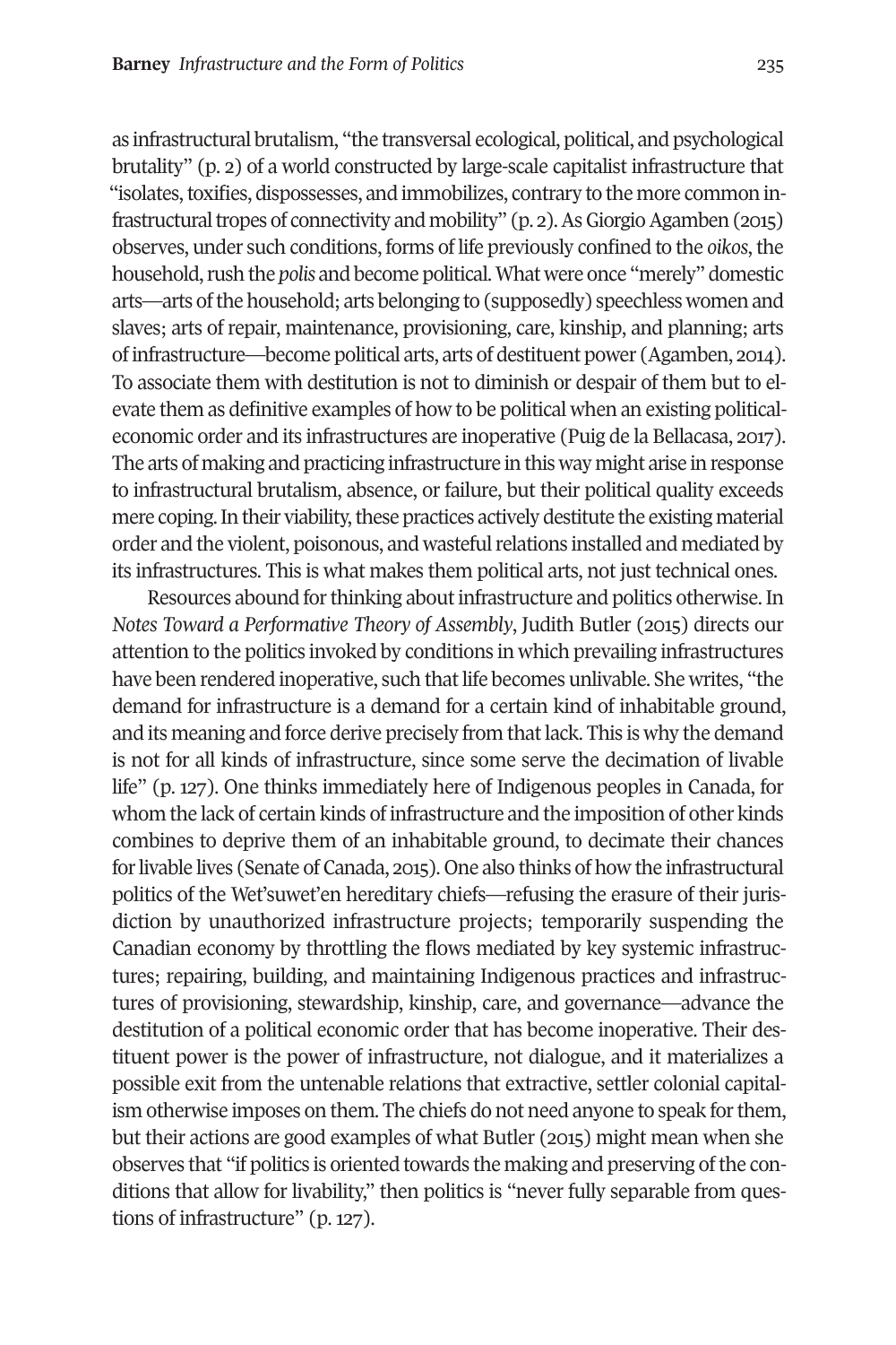as infrastructural brutalism, "the transversal ecological, political, and psychological brutality" (p. 2) of a world constructed by large-scale capitalist infrastructure that "isolates, toxifies, dispossesses, and immobilizes, contrary to the more common infrastructural tropes of connectivity and mobility" (p. 2). As Giorgio Agamben (2015) observes, under such conditions, forms of life previously confined to the *oikos*, the household, rush the *polis* and become political. What were once "merely" domestic arts—arts of the household; arts belonging to (supposedly) speechless women and slaves; arts of repair, maintenance, provisioning, care, kinship, and planning; arts of infrastructure—become political arts, arts of destituent power (Agamben, 2014). To associate them with destitution is not to diminish or despair of them but to elevate them as definitive examples of how to be political when an existing political-economic order and its infrastructures are inoperative (Puig de la Bellacasa, 2017). The arts of making and practicing infrastructure in this way might arise in response to infrastructural brutalism, absence, or failure, but their political quality exceeds mere coping. In their viability, these practices actively destitute the existing material order and the violent, poisonous, and wasteful relations installed and mediated by its infrastructures. This is what makes them political arts, not just technical ones.

Resources abound for thinking about infrastructure and politics otherwise. In *Notes Toward a Performative Theory of Assembly*, Judith Butler (2015) directs our attention to the politics invoked by conditions in which prevailing infrastructures have been rendered inoperative, such that life becomes unlivable. She writes, "the demand for infrastructure is a demand for a certain kind of inhabitable ground, and its meaning and force derive precisely from that lack. This is why the demand is not for all kinds of infrastructure, since some serve the decimation of livable life" (p. 127). One thinks immediately here of Indigenous peoples in Canada, for whom the lack of certain kinds of infrastructure and the imposition of other kinds combines to deprive them of an inhabitable ground, to decimate their chances for livable lives (Senate of Canada, 2015). One also thinks of how the infrastructural politics of the Wet'suwet'en hereditary chiefs—refusing the erasure of their jurisdiction by unauthorized infrastructure projects; temporarily suspending the Canadian economy by throttling the flows mediated by key systemic infrastructures; repairing, building, and maintaining Indigenous practices and infrastructures of provisioning, stewardship, kinship, care, and governance—advance the destitution of a political economic order that has become inoperative. Their destituent power is the power of infrastructure, not dialogue, and it materializes a possible exit from the untenable relations that extractive, settler colonial capitalism otherwise imposes on them. The chiefs do not need anyone to speak for them, but their actions are good examples of what Butler (2015) might mean when she observes that "if politics is oriented towards the making and preserving of the conditions that allow for livability," then politics is "never fully separable from questions of infrastructure" (p. 127).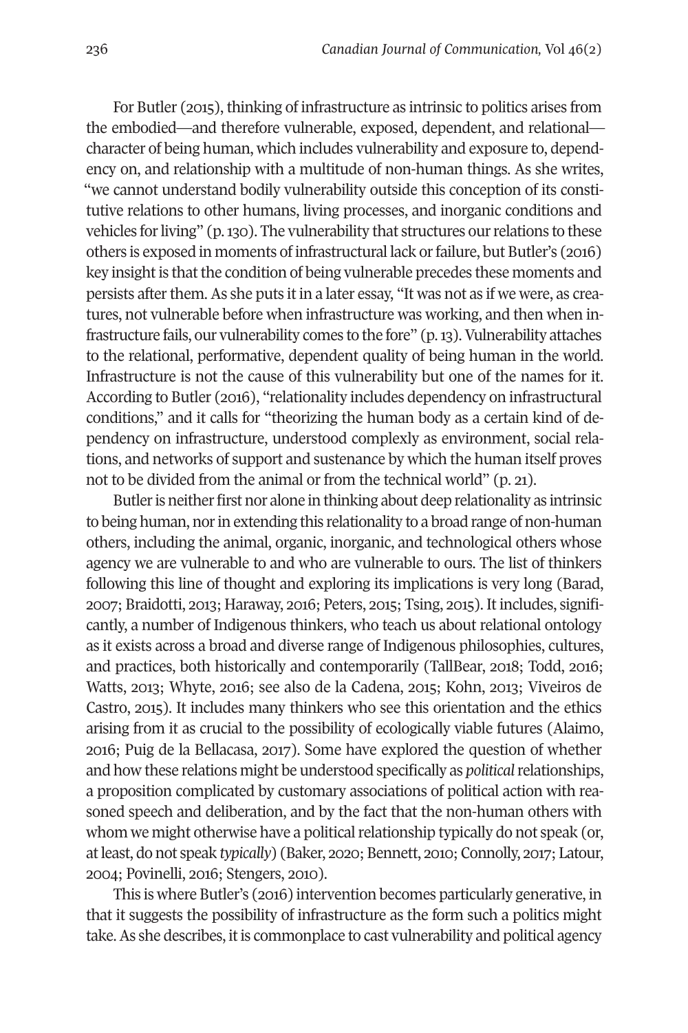For Butler (2015), thinking of infrastructure as intrinsic to politics arises from the embodied—and therefore vulnerable, exposed, dependent, and relational—character of being human, which includes vulnerability and exposure to, dependency on, and relationship with a multitude of non-human things. As she writes, "we cannot understand bodily vulnerability outside this conception of its constitutive relations to other humans, living processes, and inorganic conditions and vehicles for living" (p. 130). The vulnerability that structures our relations to these others is exposed in moments of infrastructural lack or failure, but Butler's (2016) key insight is that the condition of being vulnerable precedes these moments and persists after them. As she puts it in a later essay, "It was not as if we were, as creatures, not vulnerable before when infrastructure was working, and then when infrastructure fails, our vulnerability comes to the fore" (p. 13). Vulnerability attaches to the relational, performative, dependent quality of being human in the world. Infrastructure is not the cause of this vulnerability but one of the names for it. According to Butler (2016), "relationality includes dependency on infrastructural conditions," and it calls for "theorizing the human body as a certain kind of dependency on infrastructure, understood complexly as environment, social relations, and networks of support and sustenance by which the human itself proves not to be divided from the animal or from the technical world" (p. 21).

Butler is neither first nor alone in thinking about deep relationality as intrinsic to being human, nor in extending this relationality to a broad range of non-human others, including the animal, organic, inorganic, and technological others whose agency we are vulnerable to and who are vulnerable to ours. The list of thinkers following this line of thought and exploring its implications is very long (Barad, 2007; Braidotti, 2013; Haraway, 2016; Peters, 2015; Tsing, 2015). It includes, significantly, a number of Indigenous thinkers, who teach us about relational ontology as it exists across a broad and diverse range of Indigenous philosophies, cultures, and practices, both historically and contemporarily (TallBear, 2018; Todd, 2016; Watts, 2013; Whyte, 2016; see also de la Cadena, 2015; Kohn, 2013; Viveiros de Castro, 2015). It includes many thinkers who see this orientation and the ethics arising from it as crucial to the possibility of ecologically viable futures (Alaimo, 2016; Puig de la Bellacasa, 2017). Some have explored the question of whether and how these relations might be understood specifically as *political* relationships, a proposition complicated by customary associations of political action with reasoned speech and deliberation, and by the fact that the non-human others with whom we might otherwise have a political relationship typically do not speak (or, at least, do not speak *typically*) (Baker, 2020; Bennett, 2010; Connolly, 2017; Latour, 2004; Povinelli, 2016; Stengers, 2010).

This is where Butler's (2016) intervention becomes particularly generative, in that it suggests the possibility of infrastructure as the form such a politics might take. As she describes, it is commonplace to cast vulnerability and political agency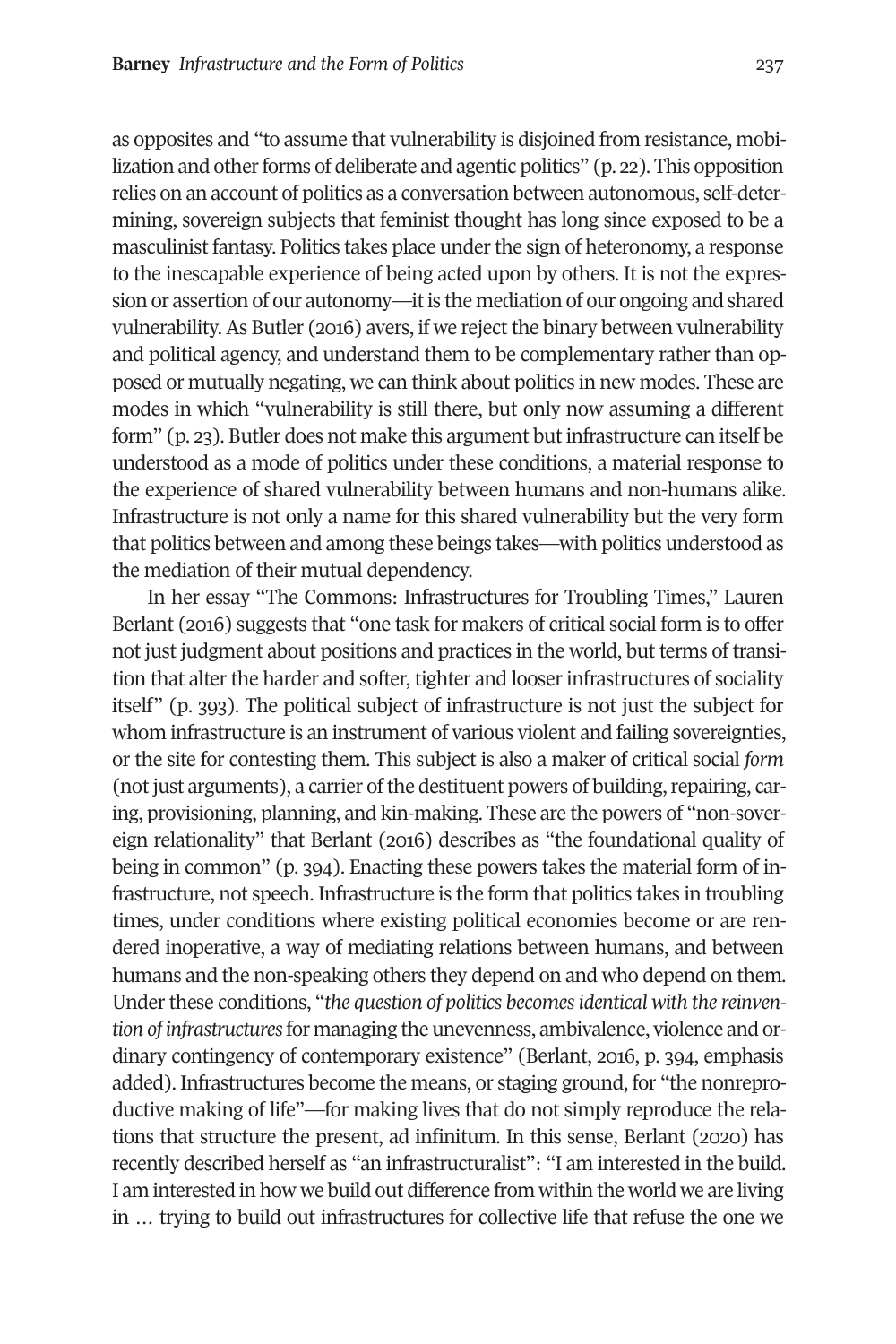as opposites and "to assume that vulnerability is disjoined from resistance, mobilization and other forms of deliberate and agentic politics" (p. 22). This opposition relies on an account of politics as a conversation between autonomous, self-determining, sovereign subjects that feminist thought has long since exposed to be a masculinist fantasy. Politics takes place under the sign of heteronomy, a response to the inescapable experience of being acted upon by others. It is not the expression or assertion of our autonomy—it is the mediation of our ongoing and shared vulnerability. As Butler (2016) avers, if we reject the binary between vulnerability and political agency, and understand them to be complementary rather than opposed or mutually negating, we can think about politics in new modes. These are modes in which "vulnerability is still there, but only now assuming a different form" (p. 23). Butler does not make this argument but infrastructure can itself be understood as a mode of politics under these conditions, a material response to the experience of shared vulnerability between humans and non-humans alike. Infrastructure is not only a name for this shared vulnerability but the very form that politics between and among these beings takes—with politics understood as the mediation of their mutual dependency.

In her essay "The Commons: Infrastructures for Troubling Times," Lauren Berlant (2016) suggests that "one task for makers of critical social form is to offer not just judgment about positions and practices in the world, but terms of transition that alter the harder and softer, tighter and looser infrastructures of sociality itself" (p. 393). The political subject of infrastructure is not just the subject for whom infrastructure is an instrument of various violent and failing sovereignties, or the site for contesting them. This subject is also a maker of critical social *form* (not just arguments), a carrier of the destituent powers of building, repairing, caring, provisioning, planning, and kin-making. These are the powers of "non-sovereign relationality" that Berlant (2016) describes as "the foundational quality of being in common" (p. 394). Enacting these powers takes the material form of infrastructure, not speech. Infrastructure is the form that politics takes in troubling times, under conditions where existing political economies become or are rendered inoperative, a way of mediating relations between humans, and between humans and the non-speaking others they depend on and who depend on them. Under these conditions, "*the question of politics becomes identical with the reinvention of infrastructures* for managing the unevenness, ambivalence, violence and ordinary contingency of contemporary existence" (Berlant, 2016, p. 394, emphasis added). Infrastructures become the means, or staging ground, for "the nonreproductive making of life"—for making lives that do not simply reproduce the relations that structure the present, ad infinitum. In this sense, Berlant (2020) has recently described herself as "an infrastructuralist": "I am interested in the build. I am interested in how we build out difference from within the world we are living in … trying to build out infrastructures for collective life that refuse the one we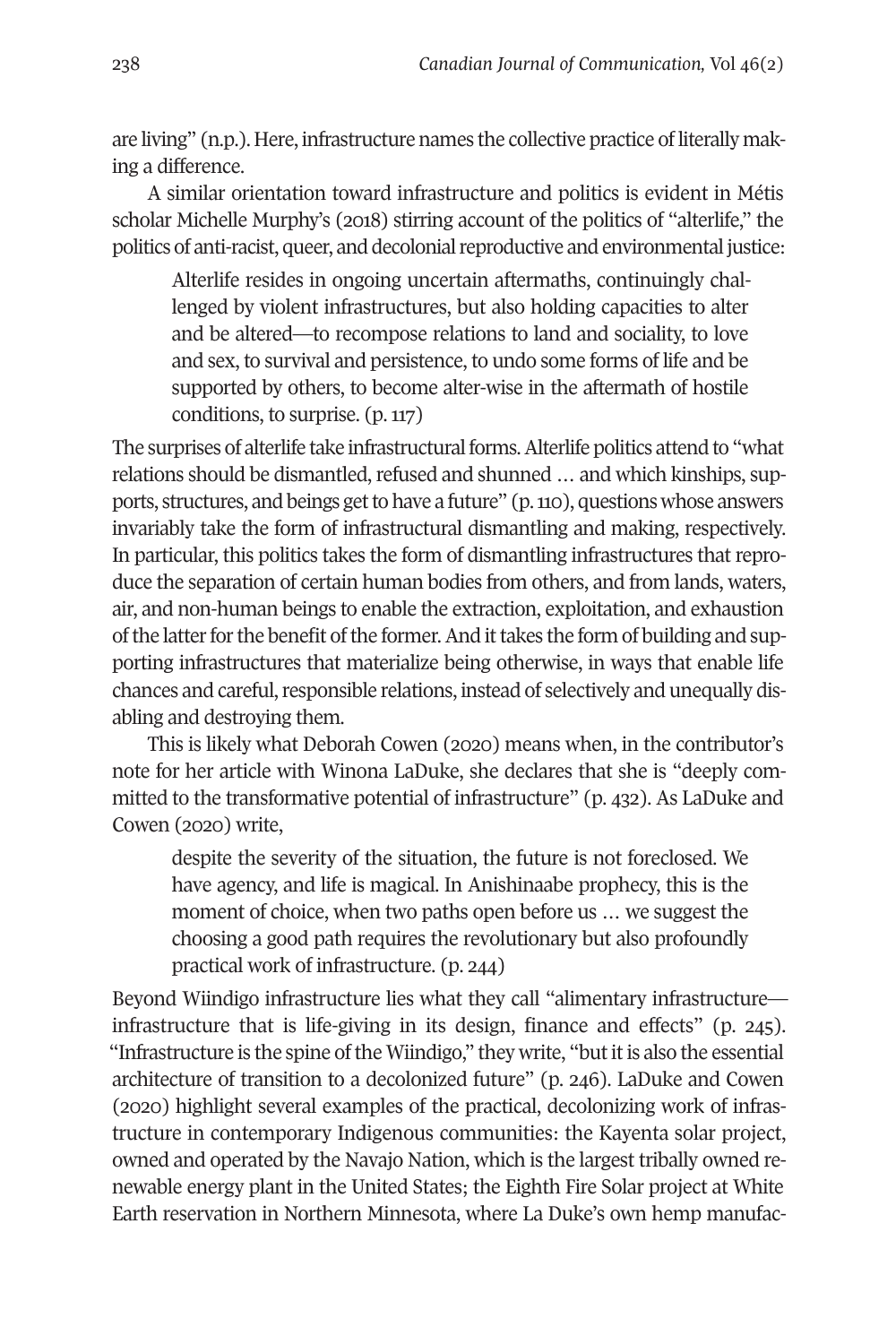are living" (n.p.). Here, infrastructure names the collective practice of literally making a difference.

A similar orientation toward infrastructure and politics is evident in Métis scholar Michelle Murphy's (2018) stirring account of the politics of "alterlife," the politics of anti-racist, queer, and decolonial reproductive and environmental justice:

> Alterlife resides in ongoing uncertain aftermaths, continuingly challenged by violent infrastructures, but also holding capacities to alter and be altered—to recompose relations to land and sociality, to love and sex, to survival and persistence, to undo some forms of life and be supported by others, to become alter-wise in the aftermath of hostile conditions, to surprise. (p. 117)

The surprises of alterlife take infrastructural forms. Alterlife politics attend to "what relations should be dismantled, refused and shunned … and which kinships, supports, structures, and beings get to have a future" (p. 110), questions whose answers invariably take the form of infrastructural dismantling and making, respectively. In particular, this politics takes the form of dismantling infrastructures that reproduce the separation of certain human bodies from others, and from lands, waters, air, and non-human beings to enable the extraction, exploitation, and exhaustion of the latter for the benefit of the former. And it takes the form of building and supporting infrastructures that materialize being otherwise, in ways that enable life chances and careful, responsible relations, instead of selectively and unequally disabling and destroying them.

This is likely what Deborah Cowen (2020) means when, in the contributor's note for her article with Winona LaDuke, she declares that she is "deeply committed to the transformative potential of infrastructure" (p. 432). As LaDuke and Cowen (2020) write,

> despite the severity of the situation, the future is not foreclosed. We have agency, and life is magical. In Anishinaabe prophecy, this is the moment of choice, when two paths open before us … we suggest the choosing a good path requires the revolutionary but also profoundly practical work of infrastructure. (p. 244)

Beyond Wiindigo infrastructure lies what they call "alimentary infrastructure—infrastructure that is life-giving in its design, finance and effects" (p. 245). "Infrastructure is the spine of the Wiindigo," they write, "but it is also the essential architecture of transition to a decolonized future" (p. 246). LaDuke and Cowen (2020) highlight several examples of the practical, decolonizing work of infrastructure in contemporary Indigenous communities: the Kayenta solar project, owned and operated by the Navajo Nation, which is the largest tribally owned renewable energy plant in the United States; the Eighth Fire Solar project at White Earth reservation in Northern Minnesota, where La Duke's own hemp manufac-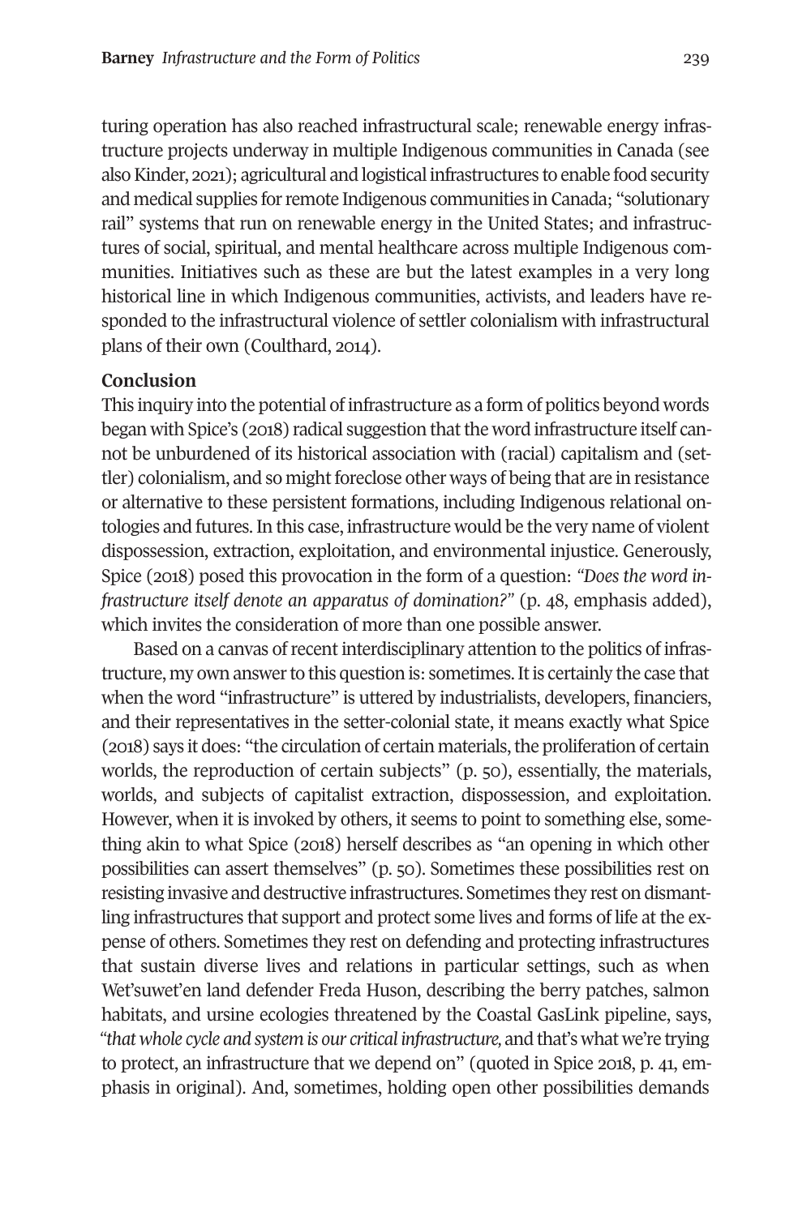turing operation has also reached infrastructural scale; renewable energy infrastructure projects underway in multiple Indigenous communities in Canada (see also Kinder, 2021); agricultural and logistical infrastructures to enable food security and medical supplies for remote Indigenous communities in Canada; "solutionary rail" systems that run on renewable energy in the United States; and infrastructures of social, spiritual, and mental healthcare across multiple Indigenous communities. Initiatives such as these are but the latest examples in a very long historical line in which Indigenous communities, activists, and leaders have responded to the infrastructural violence of settler colonialism with infrastructural plans of their own (Coulthard, 2014).

## Conclusion

This inquiry into the potential of infrastructure as a form of politics beyond words began with Spice's (2018) radical suggestion that the word infrastructure itself cannot be unburdened of its historical association with (racial) capitalism and (settler) colonialism, and so might foreclose other ways of being that are in resistance or alternative to these persistent formations, including Indigenous relational ontologies and futures. In this case, infrastructure would be the very name of violent dispossession, extraction, exploitation, and environmental injustice. Generously, Spice (2018) posed this provocation in the form of a question: *"Does the word infrastructure itself denote an apparatus of domination?"* (p. 48, emphasis added), which invites the consideration of more than one possible answer.

Based on a canvas of recent interdisciplinary attention to the politics of infrastructure, my own answer to this question is: sometimes. It is certainly the case that when the word "infrastructure" is uttered by industrialists, developers, financiers, and their representatives in the setter-colonial state, it means exactly what Spice (2018) says it does: "the circulation of certain materials, the proliferation of certain worlds, the reproduction of certain subjects" (p. 50), essentially, the materials, worlds, and subjects of capitalist extraction, dispossession, and exploitation. However, when it is invoked by others, it seems to point to something else, something akin to what Spice (2018) herself describes as "an opening in which other possibilities can assert themselves" (p. 50). Sometimes these possibilities rest on resisting invasive and destructive infrastructures. Sometimes they rest on dismantling infrastructures that support and protect some lives and forms of life at the expense of others. Sometimes they rest on defending and protecting infrastructures that sustain diverse lives and relations in particular settings, such as when Wet'suwet'en land defender Freda Huson, describing the berry patches, salmon habitats, and ursine ecologies threatened by the Coastal GasLink pipeline, says, *"that whole cycle and system is our critical infrastructure,* and that's what we're trying to protect, an infrastructure that we depend on" (quoted in Spice 2018, p. 41, emphasis in original). And, sometimes, holding open other possibilities demands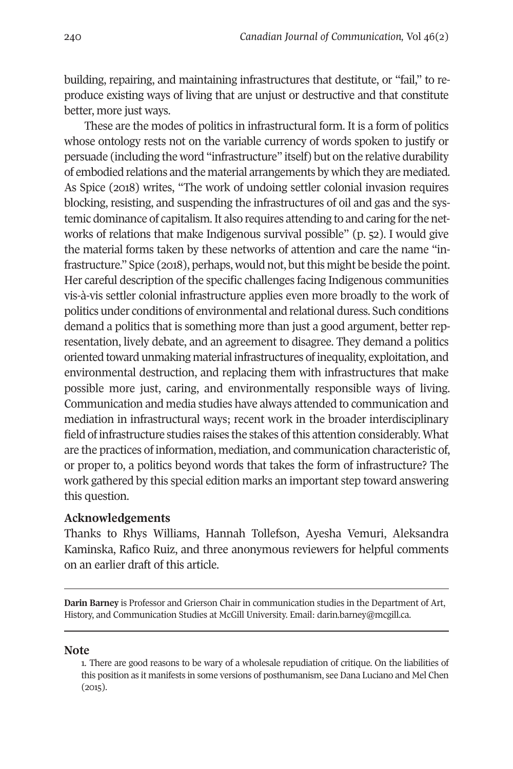building, repairing, and maintaining infrastructures that destitute, or "fail," to reproduce existing ways of living that are unjust or destructive and that constitute better, more just ways.

These are the modes of politics in infrastructural form. It is a form of politics whose ontology rests not on the variable currency of words spoken to justify or persuade (including the word "infrastructure" itself) but on the relative durability of embodied relations and the material arrangements by which they are mediated. As Spice (2018) writes, "The work of undoing settler colonial invasion requires blocking, resisting, and suspending the infrastructures of oil and gas and the systemic dominance of capitalism. It also requires attending to and caring for the networks of relations that make Indigenous survival possible" (p. 52). I would give the material forms taken by these networks of attention and care the name "infrastructure." Spice (2018), perhaps, would not, but this might be beside the point. Her careful description of the specific challenges facing Indigenous communities vis-à-vis settler colonial infrastructure applies even more broadly to the work of politics under conditions of environmental and relational duress. Such conditions demand a politics that is something more than just a good argument, better representation, lively debate, and an agreement to disagree. They demand a politics oriented toward unmaking material infrastructures of inequality, exploitation, and environmental destruction, and replacing them with infrastructures that make possible more just, caring, and environmentally responsible ways of living. Communication and media studies have always attended to communication and mediation in infrastructural ways; recent work in the broader interdisciplinary field of infrastructure studies raises the stakes of this attention considerably. What are the practices of information, mediation, and communication characteristic of, or proper to, a politics beyond words that takes the form of infrastructure? The work gathered by this special edition marks an important step toward answering this question.

## Acknowledgements

Thanks to Rhys Williams, Hannah Tollefson, Ayesha Vemuri, Aleksandra Kaminska, Rafico Ruiz, and three anonymous reviewers for helpful comments on an earlier draft of this article.

---

**Darin Barney** is Professor and Grierson Chair in communication studies in the Department of Art, History, and Communication Studies at McGill University. Email: darin.barney@mcgill.ca.

---

## Note

1. There are good reasons to be wary of a wholesale repudiation of critique. On the liabilities of this position as it manifests in some versions of posthumanism, see Dana Luciano and Mel Chen (2015).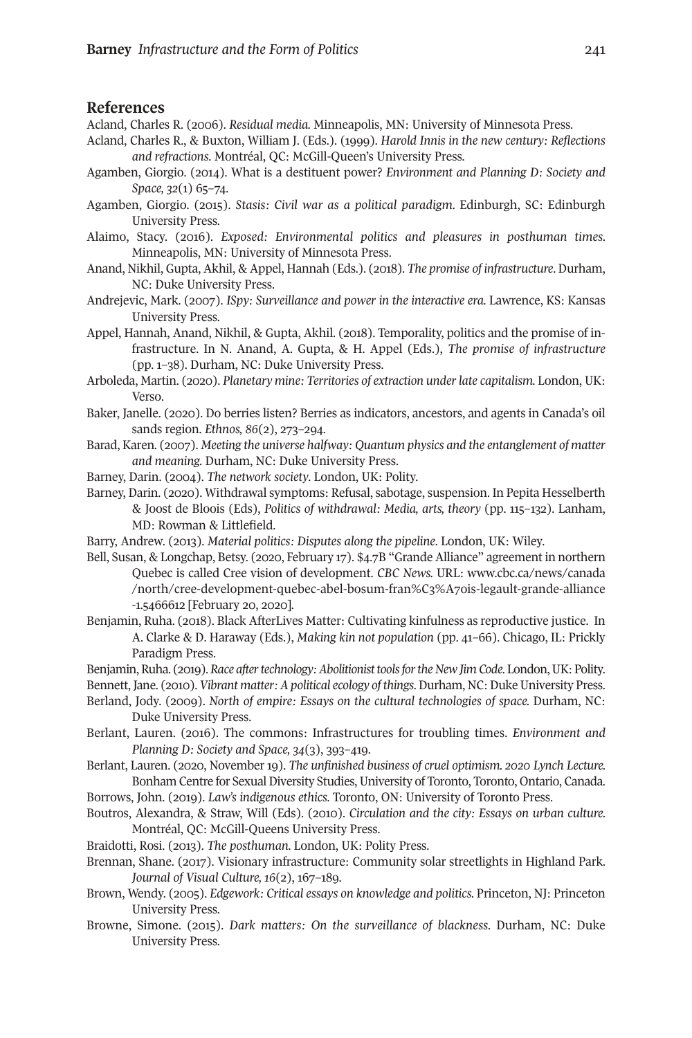## References

Acland, Charles R. (2006). *Residual media.* Minneapolis, MN: University of Minnesota Press.

Acland, Charles R., & Buxton, William J. (Eds.). (1999). *Harold Innis in the new century: Reflections and refractions.* Montréal, QC: McGill-Queen's University Press.

Agamben, Giorgio. (2014). What is a destituent power? *Environment and Planning D: Society and Space, 32*(1) 65–74.

Agamben, Giorgio. (2015). *Stasis: Civil war as a political paradigm.* Edinburgh, SC: Edinburgh University Press.

Alaimo, Stacy. (2016). *Exposed: Environmental politics and pleasures in posthuman times.* Minneapolis, MN: University of Minnesota Press.

Anand, Nikhil, Gupta, Akhil, & Appel, Hannah (Eds.). (2018). *The promise of infrastructure*. Durham, NC: Duke University Press.

Andrejevic, Mark. (2007). *ISpy: Surveillance and power in the interactive era.* Lawrence, KS: Kansas University Press.

Appel, Hannah, Anand, Nikhil, & Gupta, Akhil. (2018). Temporality, politics and the promise of infrastructure. In N. Anand, A. Gupta, & H. Appel (Eds.), *The promise of infrastructure* (pp. 1–38). Durham, NC: Duke University Press.

Arboleda, Martin. (2020). *Planetary mine: Territories of extraction under late capitalism.* London, UK: Verso.

Baker, Janelle. (2020). Do berries listen? Berries as indicators, ancestors, and agents in Canada's oil sands region. *Ethnos, 86*(2), 273–294.

Barad, Karen. (2007). *Meeting the universe halfway: Quantum physics and the entanglement of matter and meaning.* Durham, NC: Duke University Press.

Barney, Darin. (2004). *The network society*. London, UK: Polity.

Barney, Darin. (2020). Withdrawal symptoms: Refusal, sabotage, suspension. In Pepita Hesselberth & Joost de Bloois (Eds), *Politics of withdrawal: Media, arts, theory* (pp. 115–132). Lanham, MD: Rowman & Littlefield.

Barry, Andrew. (2013). *Material politics: Disputes along the pipeline*. London, UK: Wiley.

Bell, Susan, & Longchap, Betsy. (2020, February 17). $4.7B "Grande Alliance" agreement in northern Quebec is called Cree vision of development. *CBC News.* URL: www.cbc.ca/news/canada/north/cree-development-quebec-abel-bosum-fran%C3%A7ois-legault-grande-alliance-1.5466612 [February 20, 2020].

Benjamin, Ruha. (2018). Black AfterLives Matter: Cultivating kinfulness as reproductive justice. In A. Clarke & D. Haraway (Eds.), *Making kin not population* (pp. 41–66). Chicago, IL: Prickly Paradigm Press.

Benjamin, Ruha. (2019). *Race after technology: Abolitionist tools for the New Jim Code.* London, UK: Polity.

Bennett, Jane. (2010). *Vibrant matter: A political ecology of things*. Durham, NC: Duke University Press.

Berland, Jody. (2009). *North of empire: Essays on the cultural technologies of space.* Durham, NC: Duke University Press.

Berlant, Lauren. (2016). The commons: Infrastructures for troubling times. *Environment and Planning D: Society and Space, 34*(3), 393–419.

Berlant, Lauren. (2020, November 19). *The unfinished business of cruel optimism. 2020 Lynch Lecture.* Bonham Centre for Sexual Diversity Studies, University of Toronto, Toronto, Ontario, Canada.

Borrows, John. (2019). *Law's indigenous ethics.* Toronto, ON: University of Toronto Press.

Boutros, Alexandra, & Straw, Will (Eds). (2010). *Circulation and the city: Essays on urban culture.* Montréal, QC: McGill-Queens University Press.

Braidotti, Rosi. (2013). *The posthuman.* London, UK: Polity Press.

Brennan, Shane. (2017). Visionary infrastructure: Community solar streetlights in Highland Park. *Journal of Visual Culture, 16*(2), 167–189.

Brown, Wendy. (2005). *Edgework: Critical essays on knowledge and politics.* Princeton, NJ: Princeton University Press.

Browne, Simone. (2015). *Dark matters: On the surveillance of blackness*. Durham, NC: Duke University Press.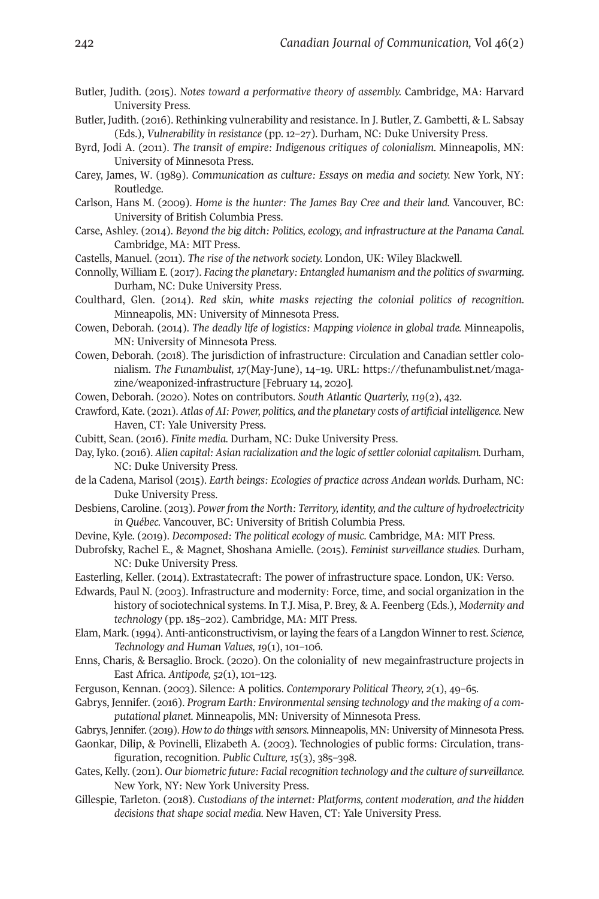Butler, Judith. (2015). *Notes toward a performative theory of assembly.* Cambridge, MA: Harvard University Press.

Butler, Judith. (2016). Rethinking vulnerability and resistance. In J. Butler, Z. Gambetti, & L. Sabsay (Eds.), *Vulnerability in resistance* (pp. 12–27). Durham, NC: Duke University Press.

Byrd, Jodi A. (2011). *The transit of empire: Indigenous critiques of colonialism.* Minneapolis, MN: University of Minnesota Press.

Carey, James, W. (1989). *Communication as culture: Essays on media and society.* New York, NY: Routledge.

Carlson, Hans M. (2009). *Home is the hunter: The James Bay Cree and their land.* Vancouver, BC: University of British Columbia Press.

Carse, Ashley. (2014). *Beyond the big ditch: Politics, ecology, and infrastructure at the Panama Canal.* Cambridge, MA: MIT Press.

Castells, Manuel. (2011). *The rise of the network society.* London, UK: Wiley Blackwell.

Connolly, William E. (2017). *Facing the planetary: Entangled humanism and the politics of swarming.* Durham, NC: Duke University Press.

Coulthard, Glen. (2014). *Red skin, white masks rejecting the colonial politics of recognition.* Minneapolis, MN: University of Minnesota Press.

Cowen, Deborah. (2014). *The deadly life of logistics: Mapping violence in global trade.* Minneapolis, MN: University of Minnesota Press.

Cowen, Deborah. (2018). The jurisdiction of infrastructure: Circulation and Canadian settler colonialism. *The Funambulist, 17*(May-June), 14–19. URL: https://thefunambulist.net/magazine/weaponized-infrastructure [February 14, 2020].

Cowen, Deborah. (2020). Notes on contributors. *South Atlantic Quarterly, 119*(2), 432.

Crawford, Kate. (2021). *Atlas of AI: Power, politics, and the planetary costs of artificial intelligence.* New Haven, CT: Yale University Press.

Cubitt, Sean. (2016). *Finite media.* Durham, NC: Duke University Press.

Day, Iyko. (2016). *Alien capital: Asian racialization and the logic of settler colonial capitalism.* Durham, NC: Duke University Press.

de la Cadena, Marisol (2015). *Earth beings: Ecologies of practice across Andean worlds.* Durham, NC: Duke University Press.

Desbiens, Caroline. (2013). *Power from the North: Territory, identity, and the culture of hydroelectricity in Québec.* Vancouver, BC: University of British Columbia Press.

Devine, Kyle. (2019). *Decomposed: The political ecology of music.* Cambridge, MA: MIT Press.

Dubrofsky, Rachel E., & Magnet, Shoshana Amielle. (2015). *Feminist surveillance studies.* Durham, NC: Duke University Press.

Easterling, Keller. (2014). Extrastatecraft: The power of infrastructure space. London, UK: Verso.

Edwards, Paul N. (2003). Infrastructure and modernity: Force, time, and social organization in the history of sociotechnical systems. In T.J. Misa, P. Brey, & A. Feenberg (Eds.), *Modernity and technology* (pp. 185–202). Cambridge, MA: MIT Press.

Elam, Mark. (1994). Anti-anticonstructivism, or laying the fears of a Langdon Winner to rest. *Science, Technology and Human Values, 19*(1), 101–106.

Enns, Charis, & Bersaglio. Brock. (2020). On the coloniality of new megainfrastructure projects in East Africa. *Antipode, 52*(1), 101–123.

Ferguson, Kennan. (2003). Silence: A politics. *Contemporary Political Theory, 2*(1), 49–65.

Gabrys, Jennifer. (2016). *Program Earth: Environmental sensing technology and the making of a computational planet.* Minneapolis, MN: University of Minnesota Press.

Gabrys, Jennifer. (2019). *How to do things with sensors.* Minneapolis, MN: University of Minnesota Press.

Gaonkar, Dilip, & Povinelli, Elizabeth A. (2003). Technologies of public forms: Circulation, transfiguration, recognition. *Public Culture, 15*(3), 385–398.

Gates, Kelly. (2011). *Our biometric future: Facial recognition technology and the culture of surveillance.* New York, NY: New York University Press.

Gillespie, Tarleton. (2018). *Custodians of the internet: Platforms, content moderation, and the hidden decisions that shape social media.* New Haven, CT: Yale University Press.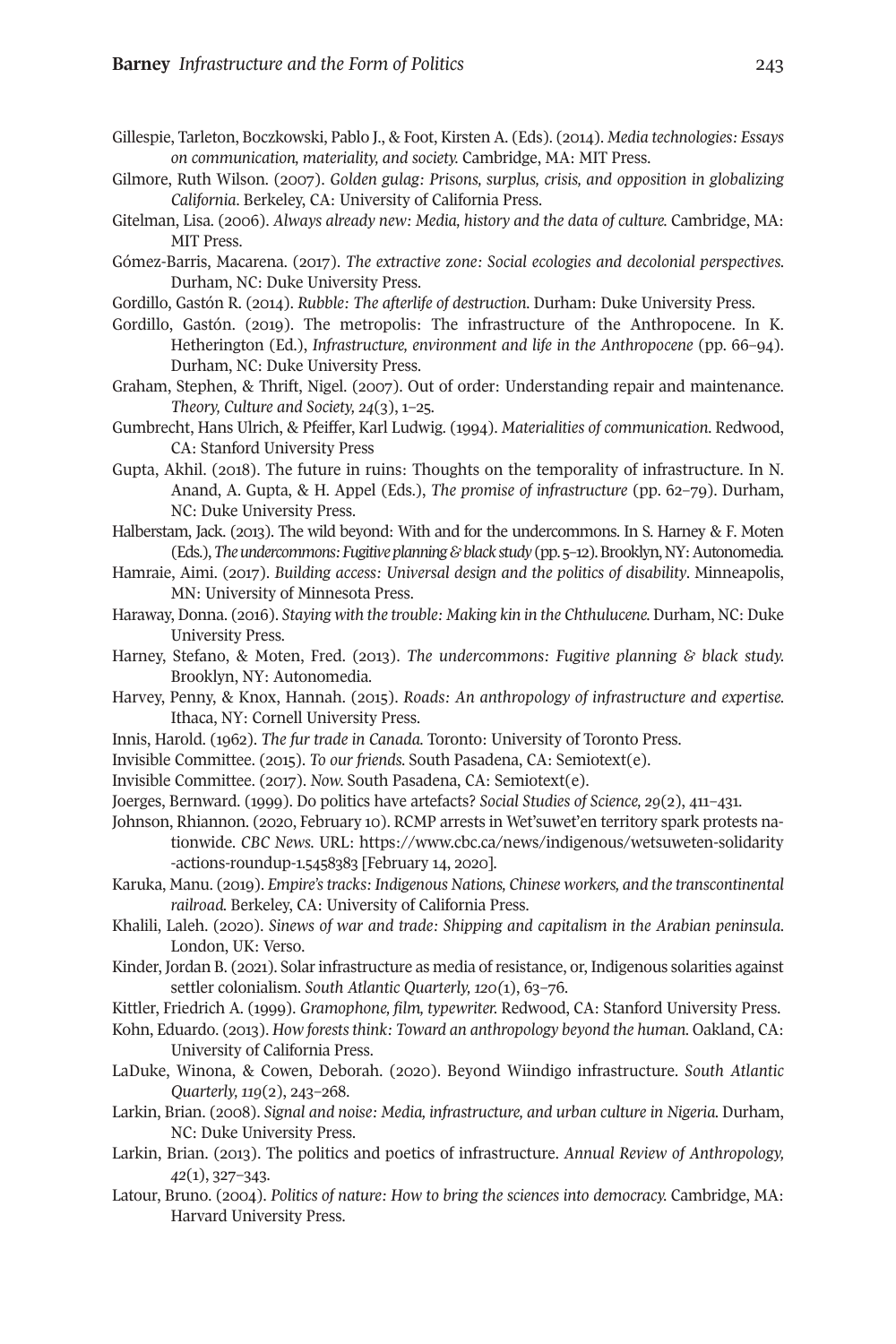Gillespie, Tarleton, Boczkowski, Pablo J., & Foot, Kirsten A. (Eds). (2014). *Media technologies: Essays on communication, materiality, and society.* Cambridge, MA: MIT Press.

Gilmore, Ruth Wilson. (2007). *Golden gulag: Prisons, surplus, crisis, and opposition in globalizing California.* Berkeley, CA: University of California Press.

Gitelman, Lisa. (2006). *Always already new: Media, history and the data of culture.* Cambridge, MA: MIT Press.

Gómez-Barris, Macarena. (2017). *The extractive zone: Social ecologies and decolonial perspectives.* Durham, NC: Duke University Press.

Gordillo, Gastón R. (2014). *Rubble: The afterlife of destruction.* Durham: Duke University Press.

Gordillo, Gastón. (2019). The metropolis: The infrastructure of the Anthropocene. In K. Hetherington (Ed.), *Infrastructure, environment and life in the Anthropocene* (pp. 66–94). Durham, NC: Duke University Press.

Graham, Stephen, & Thrift, Nigel. (2007). Out of order: Understanding repair and maintenance. *Theory, Culture and Society, 24*(3), 1–25.

Gumbrecht, Hans Ulrich, & Pfeiffer, Karl Ludwig. (1994). *Materialities of communication.* Redwood, CA: Stanford University Press

Gupta, Akhil. (2018). The future in ruins: Thoughts on the temporality of infrastructure. In N. Anand, A. Gupta, & H. Appel (Eds.), *The promise of infrastructure* (pp. 62–79). Durham, NC: Duke University Press.

Halberstam, Jack. (2013). The wild beyond: With and for the undercommons. In S. Harney & F. Moten (Eds.), *The undercommons: Fugitive planning & black study* (pp. 5–12). Brooklyn, NY: Autonomedia.

Hamraie, Aimi. (2017). *Building access: Universal design and the politics of disability*. Minneapolis, MN: University of Minnesota Press.

Haraway, Donna. (2016). *Staying with the trouble: Making kin in the Chthulucene.* Durham, NC: Duke University Press.

Harney, Stefano, & Moten, Fred. (2013). *The undercommons: Fugitive planning & black study.* Brooklyn, NY: Autonomedia.

Harvey, Penny, & Knox, Hannah. (2015). *Roads: An anthropology of infrastructure and expertise.* Ithaca, NY: Cornell University Press.

Innis, Harold. (1962). *The fur trade in Canada.* Toronto: University of Toronto Press.

Invisible Committee. (2015). *To our friends.* South Pasadena, CA: Semiotext(e).

Invisible Committee. (2017). *Now.* South Pasadena, CA: Semiotext(e).

Joerges, Bernward. (1999). Do politics have artefacts? *Social Studies of Science, 29*(2), 411–431.

Johnson, Rhiannon. (2020, February 10). RCMP arrests in Wet'suwet'en territory spark protests nationwide. *CBC News.* URL: https://www.cbc.ca/news/indigenous/wetsuweten-solidarity-actions-roundup-1.5458383 [February 14, 2020].

Karuka, Manu. (2019). *Empire's tracks: Indigenous Nations, Chinese workers, and the transcontinental railroad.* Berkeley, CA: University of California Press.

Khalili, Laleh. (2020). *Sinews of war and trade: Shipping and capitalism in the Arabian peninsula.* London, UK: Verso.

Kinder, Jordan B. (2021). Solar infrastructure as media of resistance, or, Indigenous solarities against settler colonialism. *South Atlantic Quarterly, 120(*1), 63–76.

Kittler, Friedrich A. (1999). *Gramophone, film, typewriter.* Redwood, CA: Stanford University Press.

Kohn, Eduardo. (2013). *How forests think: Toward an anthropology beyond the human.* Oakland, CA: University of California Press.

LaDuke, Winona, & Cowen, Deborah. (2020). Beyond Wiindigo infrastructure. *South Atlantic Quarterly, 119*(2), 243–268.

Larkin, Brian. (2008). *Signal and noise: Media, infrastructure, and urban culture in Nigeria.* Durham, NC: Duke University Press.

Larkin, Brian. (2013). The politics and poetics of infrastructure. *Annual Review of Anthropology, 42*(1), 327–343.

Latour, Bruno. (2004). *Politics of nature: How to bring the sciences into democracy.* Cambridge, MA: Harvard University Press.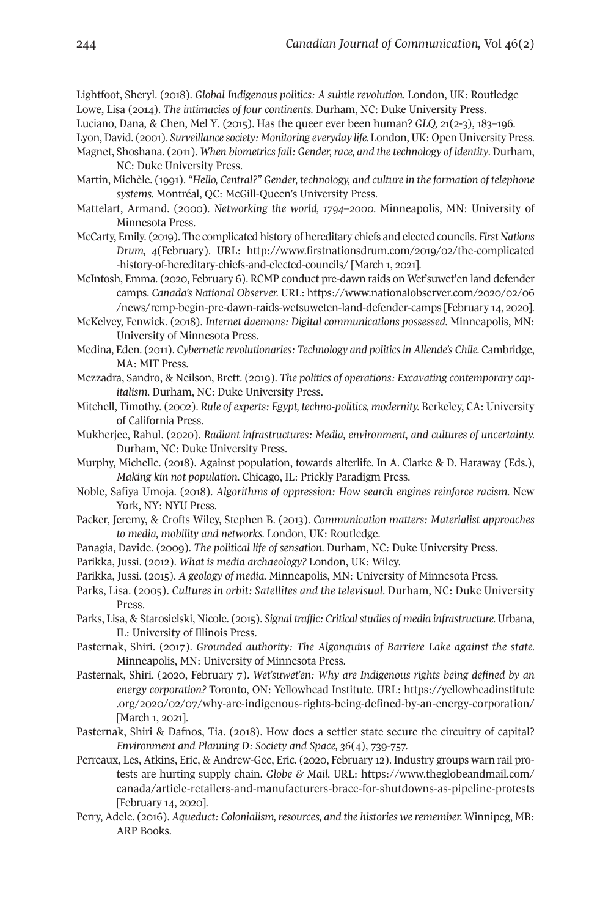Lightfoot, Sheryl. (2018). *Global Indigenous politics: A subtle revolution.* London, UK: Routledge

Lowe, Lisa (2014). *The intimacies of four continents.* Durham, NC: Duke University Press.

Luciano, Dana, & Chen, Mel Y. (2015). Has the queer ever been human? *GLQ, 21*(2-3), 183–196.

Lyon, David. (2001). *Surveillance society: Monitoring everyday life.* London, UK: Open University Press.

Magnet, Shoshana. (2011). *When biometrics fail: Gender, race, and the technology of identity*. Durham, NC: Duke University Press.

Martin, Michèle. (1991). *"Hello, Central?" Gender, technology, and culture in the formation of telephone systems.* Montréal, QC: McGill-Queen's University Press.

Mattelart, Armand. (2000). *Networking the world, 1794–2000.* Minneapolis, MN: University of Minnesota Press.

McCarty, Emily. (2019). The complicated history of hereditary chiefs and elected councils. *First Nations Drum, 4*(February). URL: http://www.firstnationsdrum.com/2019/02/the-complicated-history-of-hereditary-chiefs-and-elected-councils/ [March 1, 2021].

McIntosh, Emma. (2020, February 6). RCMP conduct pre-dawn raids on Wet'suwet'en land defender camps. *Canada's National Observer.* URL: https://www.nationalobserver.com/2020/02/06/news/rcmp-begin-pre-dawn-raids-wetsuweten-land-defender-camps [February 14, 2020].

McKelvey, Fenwick. (2018). *Internet daemons: Digital communications possessed.* Minneapolis, MN: University of Minnesota Press.

Medina, Eden. (2011). *Cybernetic revolutionaries: Technology and politics in Allende's Chile.* Cambridge, MA: MIT Press.

Mezzadra, Sandro, & Neilson, Brett. (2019). *The politics of operations: Excavating contemporary capitalism.* Durham, NC: Duke University Press.

Mitchell, Timothy. (2002). *Rule of experts: Egypt, techno-politics, modernity.* Berkeley, CA: University of California Press.

Mukherjee, Rahul. (2020). *Radiant infrastructures: Media, environment, and cultures of uncertainty.* Durham, NC: Duke University Press.

Murphy, Michelle. (2018). Against population, towards alterlife. In A. Clarke & D. Haraway (Eds.), *Making kin not population.* Chicago, IL: Prickly Paradigm Press.

Noble, Safiya Umoja. (2018). *Algorithms of oppression: How search engines reinforce racism.* New York, NY: NYU Press.

Packer, Jeremy, & Crofts Wiley, Stephen B. (2013). *Communication matters: Materialist approaches to media, mobility and networks.* London, UK: Routledge.

Panagia, Davide. (2009). *The political life of sensation.* Durham, NC: Duke University Press.

Parikka, Jussi. (2012). *What is media archaeology?* London, UK: Wiley.

Parikka, Jussi. (2015). *A geology of media.* Minneapolis, MN: University of Minnesota Press.

Parks, Lisa. (2005). *Cultures in orbit: Satellites and the televisual.* Durham, NC: Duke University Press.

Parks, Lisa, & Starosielski, Nicole. (2015). *Signal traffic: Critical studies of media infrastructure.* Urbana, IL: University of Illinois Press.

Pasternak, Shiri. (2017). *Grounded authority: The Algonquins of Barriere Lake against the state.* Minneapolis, MN: University of Minnesota Press.

Pasternak, Shiri. (2020, February 7). *Wet'suwet'en: Why are Indigenous rights being defined by an energy corporation?* Toronto, ON: Yellowhead Institute. URL: https://yellowheadinstitute.org/2020/02/07/why-are-indigenous-rights-being-defined-by-an-energy-corporation/ [March 1, 2021].

Pasternak, Shiri & Dafnos, Tia. (2018). How does a settler state secure the circuitry of capital? *Environment and Planning D: Society and Space, 36*(4), 739-757.

Perreaux, Les, Atkins, Eric, & Andrew-Gee, Eric. (2020, February 12). Industry groups warn rail protests are hurting supply chain. *Globe & Mail.* URL: https://www.theglobeandmail.com/canada/article-retailers-and-manufacturers-brace-for-shutdowns-as-pipeline-protests [February 14, 2020].

Perry, Adele. (2016). *Aqueduct: Colonialism, resources, and the histories we remember.* Winnipeg, MB: ARP Books.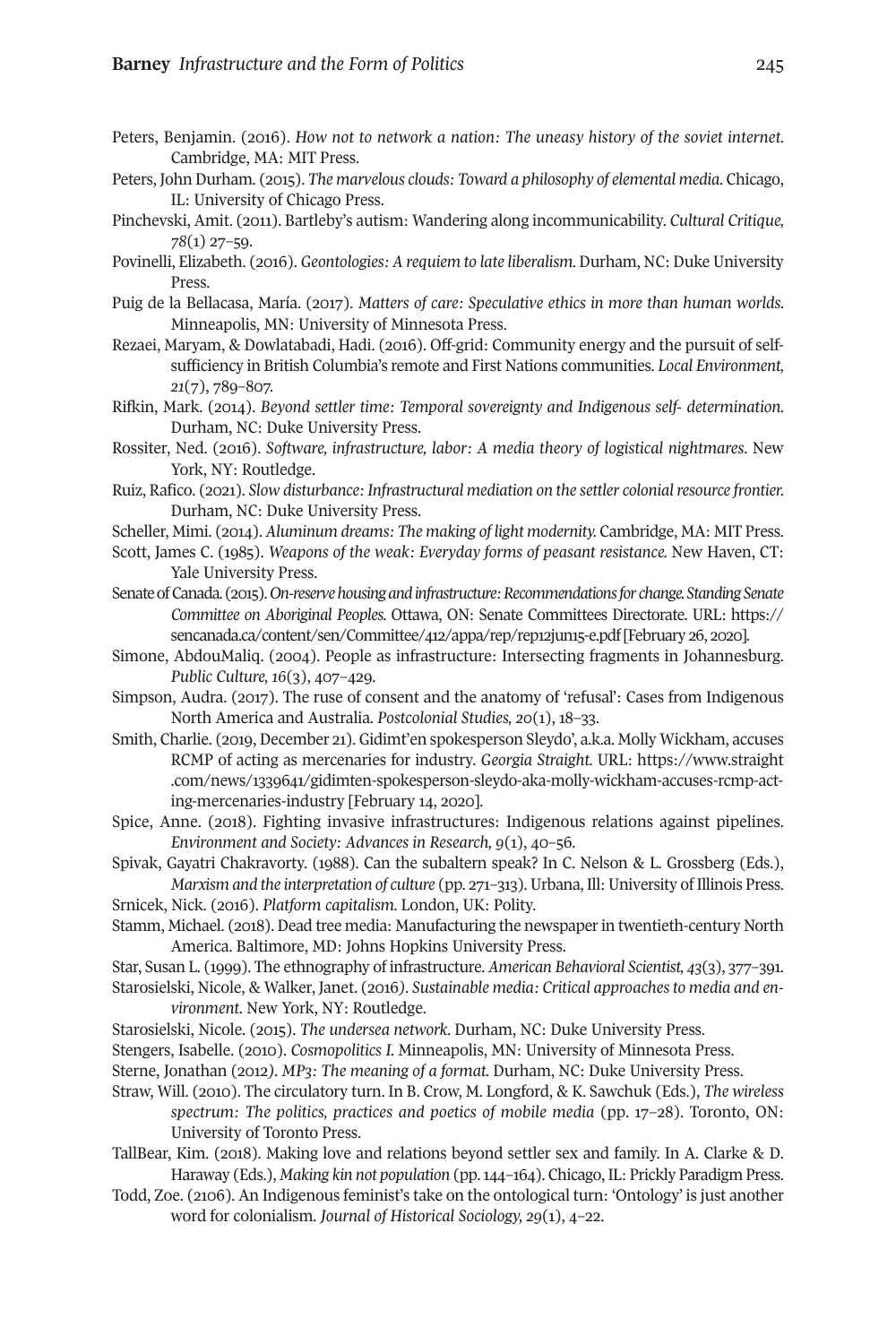Peters, Benjamin. (2016). *How not to network a nation: The uneasy history of the soviet internet.* Cambridge, MA: MIT Press.

Peters, John Durham. (2015). *The marvelous clouds: Toward a philosophy of elemental media.* Chicago, IL: University of Chicago Press.

Pinchevski, Amit. (2011). Bartleby's autism: Wandering along incommunicability. *Cultural Critique, 78*(1) 27–59.

Povinelli, Elizabeth. (2016). *Geontologies: A requiem to late liberalism.* Durham, NC: Duke University Press.

Puig de la Bellacasa, María. (2017). *Matters of care: Speculative ethics in more than human worlds.* Minneapolis, MN: University of Minnesota Press.

Rezaei, Maryam, & Dowlatabadi, Hadi. (2016). Off-grid: Community energy and the pursuit of self-sufficiency in British Columbia's remote and First Nations communities. *Local Environment, 21*(7), 789–807.

Rifkin, Mark. (2014). *Beyond settler time: Temporal sovereignty and Indigenous self- determination.* Durham, NC: Duke University Press.

Rossiter, Ned. (2016). *Software, infrastructure, labor: A media theory of logistical nightmares.* New York, NY: Routledge.

Ruiz, Rafico. (2021). *Slow disturbance: Infrastructural mediation on the settler colonial resource frontier.* Durham, NC: Duke University Press.

Scheller, Mimi. (2014). *Aluminum dreams: The making of light modernity.* Cambridge, MA: MIT Press.

Scott, James C. (1985). *Weapons of the weak: Everyday forms of peasant resistance.* New Haven, CT: Yale University Press.

Senate of Canada. (2015). *On-reserve housing and infrastructure: Recommendations for change. Standing Senate Committee on Aboriginal Peoples.* Ottawa, ON: Senate Committees Directorate. URL: https://sencanada.ca/content/sen/Committee/412/appa/rep/rep12jun15-e.pdf [February 26, 2020].

Simone, AbdouMaliq. (2004). People as infrastructure: Intersecting fragments in Johannesburg. *Public Culture, 16*(3), 407–429.

Simpson, Audra. (2017). The ruse of consent and the anatomy of 'refusal': Cases from Indigenous North America and Australia. *Postcolonial Studies, 20*(1), 18–33.

Smith, Charlie. (2019, December 21). Gidimt'en spokesperson Sleydo', a.k.a. Molly Wickham, accuses RCMP of acting as mercenaries for industry. *Georgia Straight.* URL: https://www.straight.com/news/1339641/gidimten-spokesperson-sleydo-aka-molly-wickham-accuses-rcmp-acting-mercenaries-industry [February 14, 2020].

Spice, Anne. (2018). Fighting invasive infrastructures: Indigenous relations against pipelines. *Environment and Society: Advances in Research, 9*(1), 40–56.

Spivak, Gayatri Chakravorty. (1988). Can the subaltern speak? In C. Nelson & L. Grossberg (Eds.), *Marxism and the interpretation of culture* (pp. 271–313). Urbana, Ill: University of Illinois Press.

Srnicek, Nick. (2016). *Platform capitalism.* London, UK: Polity.

Stamm, Michael. (2018). Dead tree media: Manufacturing the newspaper in twentieth-century North America. Baltimore, MD: Johns Hopkins University Press.

Star, Susan L. (1999). The ethnography of infrastructure. *American Behavioral Scientist, 43*(3), 377–391.

Starosielski, Nicole, & Walker, Janet. (2016). *Sustainable media: Critical approaches to media and environment.* New York, NY: Routledge.

Starosielski, Nicole. (2015). *The undersea network.* Durham, NC: Duke University Press.

Stengers, Isabelle. (2010). *Cosmopolitics I.* Minneapolis, MN: University of Minnesota Press.

Sterne, Jonathan (2012). *MP3: The meaning of a format.* Durham, NC: Duke University Press.

Straw, Will. (2010). The circulatory turn. In B. Crow, M. Longford, & K. Sawchuk (Eds.), *The wireless spectrum: The politics, practices and poetics of mobile media* (pp. 17–28). Toronto, ON: University of Toronto Press.

TallBear, Kim. (2018). Making love and relations beyond settler sex and family. In A. Clarke & D. Haraway (Eds.), *Making kin not population* (pp. 144–164). Chicago, IL: Prickly Paradigm Press.

Todd, Zoe. (2106). An Indigenous feminist's take on the ontological turn: 'Ontology' is just another word for colonialism. *Journal of Historical Sociology, 29*(1), 4–22.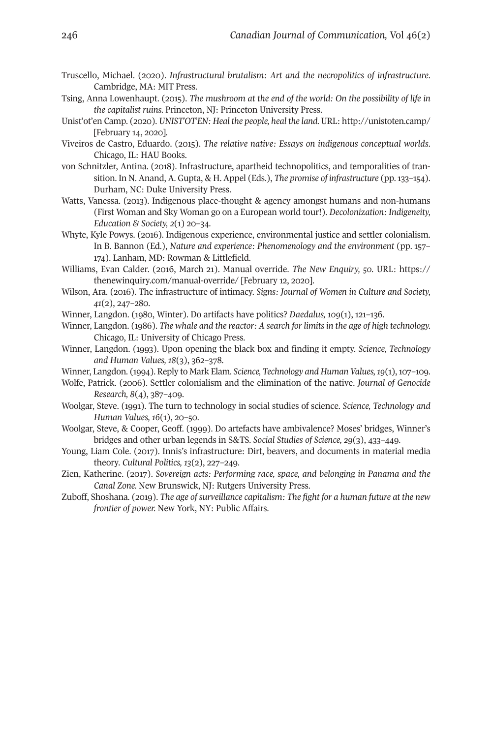Truscello, Michael. (2020). *Infrastructural brutalism: Art and the necropolitics of infrastructure*. Cambridge, MA: MIT Press.

Tsing, Anna Lowenhaupt. (2015). *The mushroom at the end of the world: On the possibility of life in the capitalist ruins*. Princeton, NJ: Princeton University Press.

Unist'ot'en Camp. (2020). *UNIST'OT'EN: Heal the people, heal the land*. URL: http://unistoten.camp/ [February 14, 2020].

Viveiros de Castro, Eduardo. (2015). *The relative native: Essays on indigenous conceptual worlds*. Chicago, IL: HAU Books.

von Schnitzler, Antina. (2018). Infrastructure, apartheid technopolitics, and temporalities of transition. In N. Anand, A. Gupta, & H. Appel (Eds.), *The promise of infrastructure* (pp. 133–154). Durham, NC: Duke University Press.

Watts, Vanessa. (2013). Indigenous place-thought & agency amongst humans and non-humans (First Woman and Sky Woman go on a European world tour!). *Decolonization: Indigeneity, Education & Society, 2*(1) 20–34.

Whyte, Kyle Powys. (2016). Indigenous experience, environmental justice and settler colonialism. In B. Bannon (Ed.), *Nature and experience: Phenomenology and the environment* (pp. 157–174). Lanham, MD: Rowman & Littlefield.

Williams, Evan Calder. (2016, March 21). Manual override. *The New Enquiry, 50*. URL: https://thenewinquiry.com/manual-override/ [February 12, 2020].

Wilson, Ara. (2016). The infrastructure of intimacy. *Signs: Journal of Women in Culture and Society, 41*(2), 247–280.

Winner, Langdon. (1980, Winter). Do artifacts have politics? *Daedalus, 109*(1), 121–136.

Winner, Langdon. (1986). *The whale and the reactor: A search for limits in the age of high technology*. Chicago, IL: University of Chicago Press.

Winner, Langdon. (1993). Upon opening the black box and finding it empty. *Science, Technology and Human Values, 18*(3), 362–378.

Winner, Langdon. (1994). Reply to Mark Elam. *Science, Technology and Human Values, 19*(1), 107–109.

Wolfe, Patrick. (2006). Settler colonialism and the elimination of the native. *Journal of Genocide Research, 8*(4), 387–409.

Woolgar, Steve. (1991). The turn to technology in social studies of science. *Science, Technology and Human Values, 16*(1), 20–50.

Woolgar, Steve, & Cooper, Geoff. (1999). Do artefacts have ambivalence? Moses' bridges, Winner's bridges and other urban legends in S&TS. *Social Studies of Science, 29*(3), 433–449.

Young, Liam Cole. (2017). Innis's infrastructure: Dirt, beavers, and documents in material media theory. *Cultural Politics, 13*(2), 227–249.

Zien, Katherine. (2017). *Sovereign acts: Performing race, space, and belonging in Panama and the Canal Zone*. New Brunswick, NJ: Rutgers University Press.

Zuboff, Shoshana. (2019). *The age of surveillance capitalism: The fight for a human future at the new frontier of power*. New York, NY: Public Affairs.